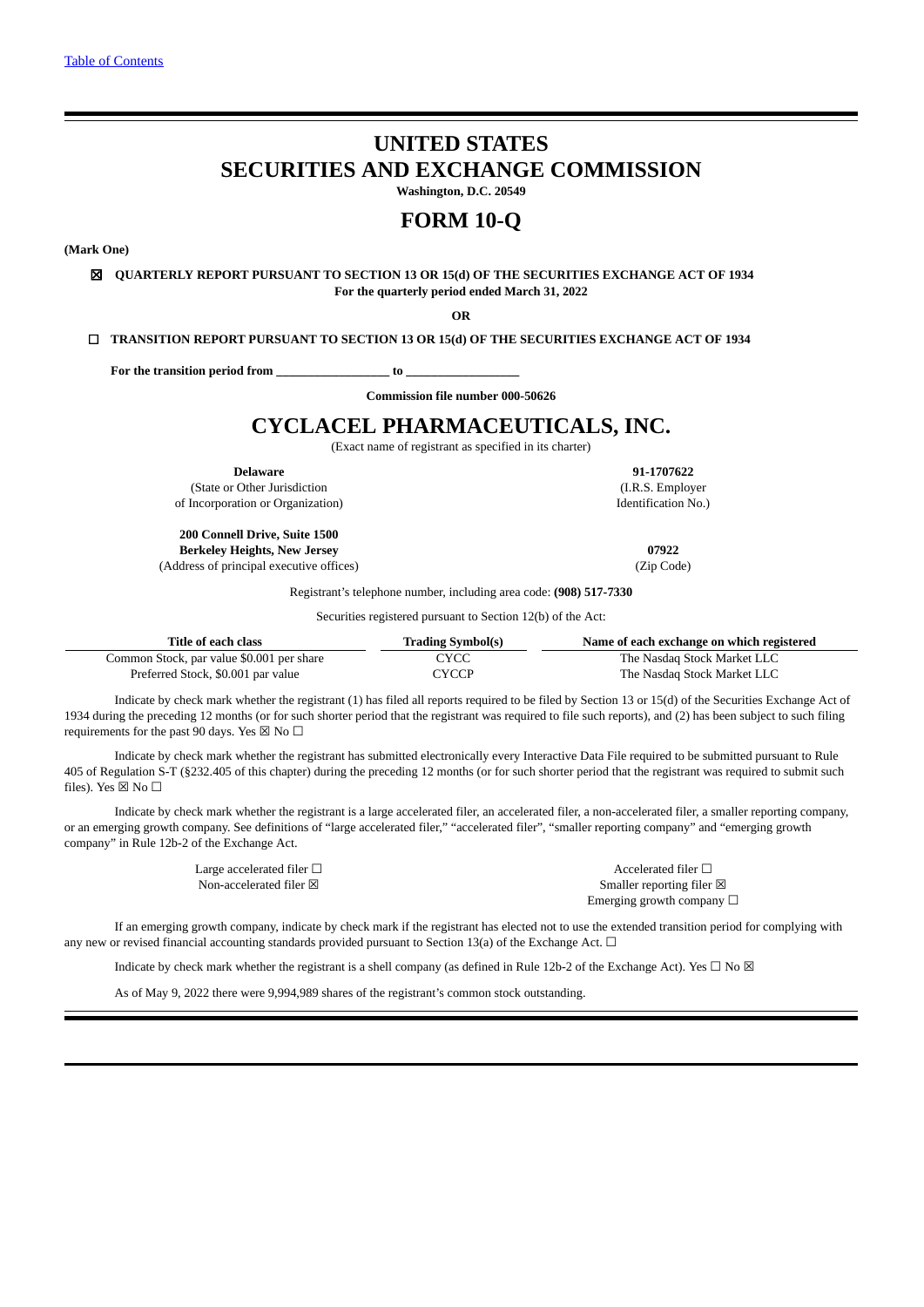[Table of Contents]

# UNITED STATES
# SECURITIES AND EXCHANGE COMMISSION

**Washington, D.C. 20549**

# FORM 10-Q

**(Mark One)**

☒ **QUARTERLY REPORT PURSUANT TO SECTION 13 OR 15(d) OF THE SECURITIES EXCHANGE ACT OF 1934**
**For the quarterly period ended March 31, 2022**

**OR**

☐ **TRANSITION REPORT PURSUANT TO SECTION 13 OR 15(d) OF THE SECURITIES EXCHANGE ACT OF 1934**

**For the transition period from \_\_\_\_\_\_\_\_\_\_\_\_\_\_\_\_\_\_ to \_\_\_\_\_\_\_\_\_\_\_\_\_\_\_\_\_\_**

**Commission file number 000-50626**

# CYCLACEL PHARMACEUTICALS, INC.

(Exact name of registrant as specified in its charter)

| **Delaware** | **91-1707622** |
|---|---|
| (State or Other Jurisdiction of Incorporation or Organization) | (I.R.S. Employer Identification No.) |
| **200 Connell Drive, Suite 1500 Berkeley Heights, New Jersey** | **07922** |
| (Address of principal executive offices) | (Zip Code) |

Registrant's telephone number, including area code: **(908) 517-7330**

Securities registered pursuant to Section 12(b) of the Act:

| Title of each class | Trading Symbol(s) | Name of each exchange on which registered |
|---|---|---|
| Common Stock, par value $0.001 per share | CYCC | The Nasdaq Stock Market LLC |
| Preferred Stock, $0.001 par value | CYCCP | The Nasdaq Stock Market LLC |

Indicate by check mark whether the registrant (1) has filed all reports required to be filed by Section 13 or 15(d) of the Securities Exchange Act of 1934 during the preceding 12 months (or for such shorter period that the registrant was required to file such reports), and (2) has been subject to such filing requirements for the past 90 days. Yes ☒ No ☐

Indicate by check mark whether the registrant has submitted electronically every Interactive Data File required to be submitted pursuant to Rule 405 of Regulation S-T (§232.405 of this chapter) during the preceding 12 months (or for such shorter period that the registrant was required to submit such files). Yes ☒ No ☐

Indicate by check mark whether the registrant is a large accelerated filer, an accelerated filer, a non-accelerated filer, a smaller reporting company, or an emerging growth company. See definitions of "large accelerated filer," "accelerated filer", "smaller reporting company" and "emerging growth company" in Rule 12b-2 of the Exchange Act.

| | |
|---|---|
| Large accelerated filer ☐ | Accelerated filer ☐ |
| Non-accelerated filer ☒ | Smaller reporting filer ☒ |
| | Emerging growth company ☐ |

If an emerging growth company, indicate by check mark if the registrant has elected not to use the extended transition period for complying with any new or revised financial accounting standards provided pursuant to Section 13(a) of the Exchange Act. ☐

Indicate by check mark whether the registrant is a shell company (as defined in Rule 12b-2 of the Exchange Act). Yes ☐ No ☒

As of May 9, 2022 there were 9,994,989 shares of the registrant's common stock outstanding.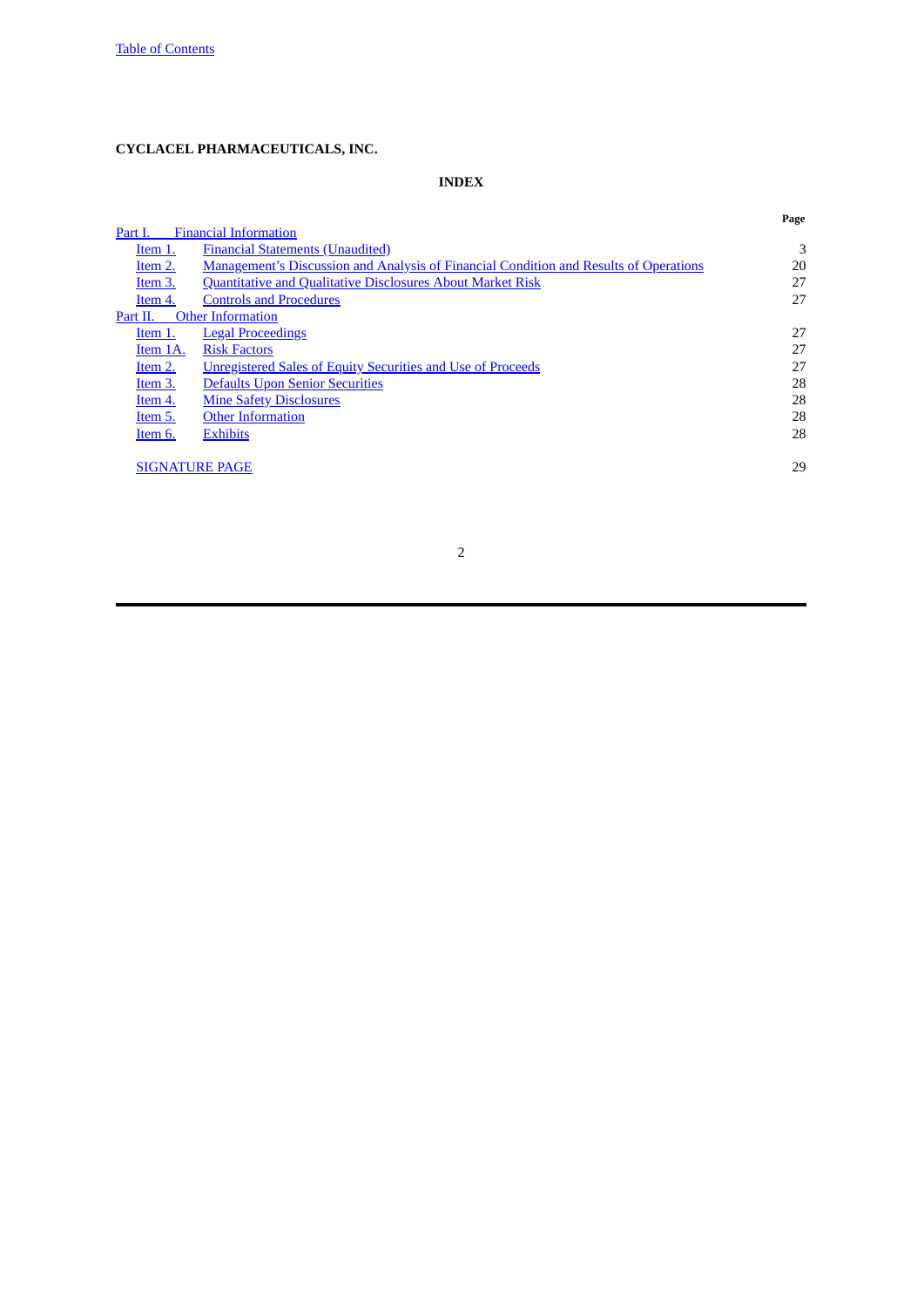**CYCLACEL PHARMACEUTICALS, INC.**

**INDEX**

| | | Page |
|---|---|---|
| Part I. | Financial Information | |
| Item 1. | Financial Statements (Unaudited) | 3 |
| Item 2. | Management's Discussion and Analysis of Financial Condition and Results of Operations | 20 |
| Item 3. | Quantitative and Qualitative Disclosures About Market Risk | 27 |
| Item 4. | Controls and Procedures | 27 |
| Part II. | Other Information | |
| Item 1. | Legal Proceedings | 27 |
| Item 1A. | Risk Factors | 27 |
| Item 2. | Unregistered Sales of Equity Securities and Use of Proceeds | 27 |
| Item 3. | Defaults Upon Senior Securities | 28 |
| Item 4. | Mine Safety Disclosures | 28 |
| Item 5. | Other Information | 28 |
| Item 6. | Exhibits | 28 |
| SIGNATURE PAGE | | 29 |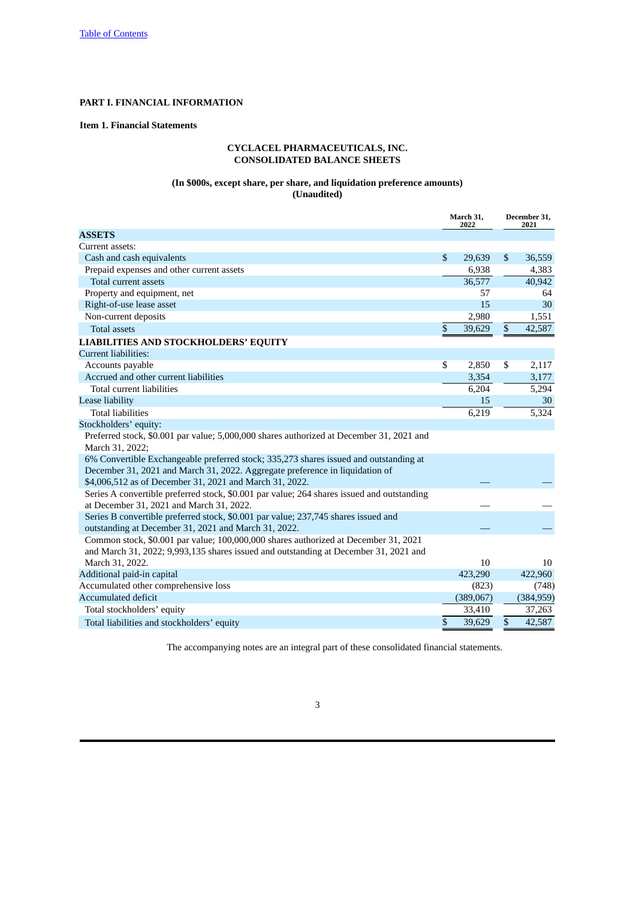[Table of Contents](#)

**PART I. FINANCIAL INFORMATION**

**Item 1. Financial Statements**

**CYCLACEL PHARMACEUTICALS, INC.**
**CONSOLIDATED BALANCE SHEETS**

**(In $000s, except share, per share, and liquidation preference amounts)**
**(Unaudited)**

| | March 31, 2022 | December 31, 2021 |
|---|---|---|
| **ASSETS** | | |
| Current assets: | | |
| Cash and cash equivalents | $ 29,639 | $ 36,559 |
| Prepaid expenses and other current assets | 6,938 | 4,383 |
| Total current assets | 36,577 | 40,942 |
| Property and equipment, net | 57 | 64 |
| Right-of-use lease asset | 15 | 30 |
| Non-current deposits | 2,980 | 1,551 |
| Total assets | $ 39,629 | $ 42,587 |
| **LIABILITIES AND STOCKHOLDERS' EQUITY** | | |
| Current liabilities: | | |
| Accounts payable | $ 2,850 | $ 2,117 |
| Accrued and other current liabilities | 3,354 | 3,177 |
| Total current liabilities | 6,204 | 5,294 |
| Lease liability | 15 | 30 |
| Total liabilities | 6,219 | 5,324 |
| Stockholders' equity: | | |
| Preferred stock, $0.001 par value; 5,000,000 shares authorized at December 31, 2021 and March 31, 2022; | | |
| 6% Convertible Exchangeable preferred stock; 335,273 shares issued and outstanding at December 31, 2021 and March 31, 2022. Aggregate preference in liquidation of $4,006,512 as of December 31, 2021 and March 31, 2022. | — | — |
| Series A convertible preferred stock, $0.001 par value; 264 shares issued and outstanding at December 31, 2021 and March 31, 2022. | — | — |
| Series B convertible preferred stock, $0.001 par value; 237,745 shares issued and outstanding at December 31, 2021 and March 31, 2022. | — | — |
| Common stock, $0.001 par value; 100,000,000 shares authorized at December 31, 2021 and March 31, 2022; 9,993,135 shares issued and outstanding at December 31, 2021 and March 31, 2022. | 10 | 10 |
| Additional paid-in capital | 423,290 | 422,960 |
| Accumulated other comprehensive loss | (823) | (748) |
| Accumulated deficit | (389,067) | (384,959) |
| Total stockholders' equity | 33,410 | 37,263 |
| Total liabilities and stockholders' equity | $ 39,629 | $ 42,587 |

The accompanying notes are an integral part of these consolidated financial statements.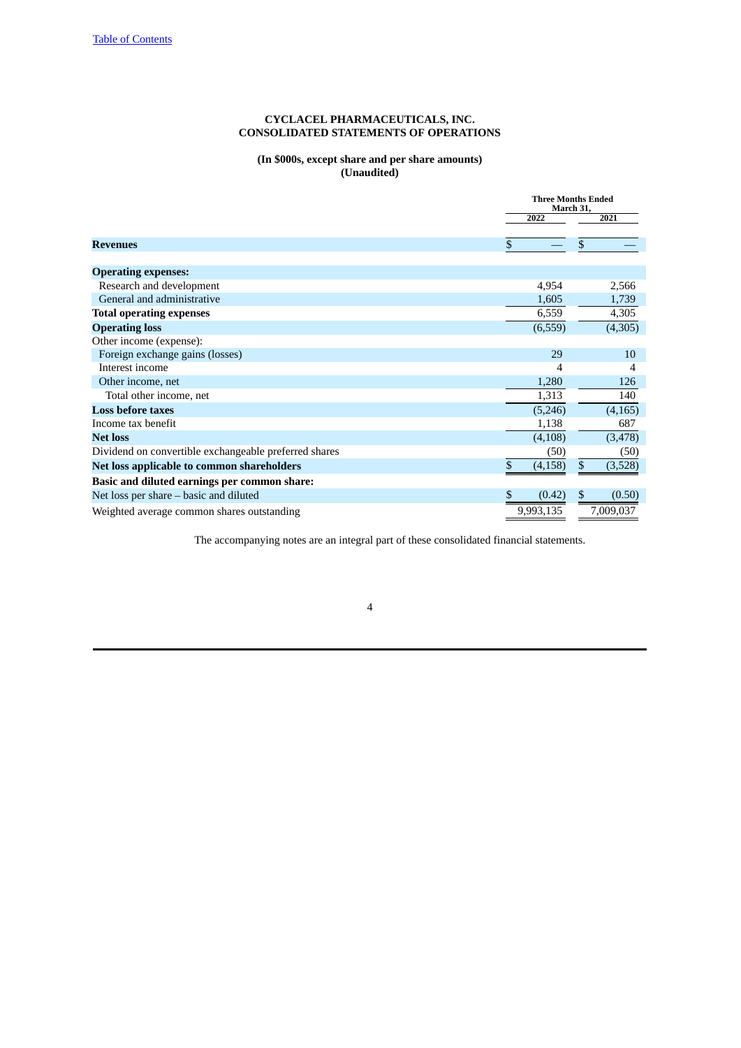**CYCLACEL PHARMACEUTICALS, INC.**
**CONSOLIDATED STATEMENTS OF OPERATIONS**

**(In $000s, except share and per share amounts)**
**(Unaudited)**

| | Three Months Ended March 31, | |
|---|---|---|
| | 2022 | 2021 |
| **Revenues** | $ — | $ — |
| **Operating expenses:** | | |
| Research and development | 4,954 | 2,566 |
| General and administrative | 1,605 | 1,739 |
| **Total operating expenses** | 6,559 | 4,305 |
| **Operating loss** | (6,559) | (4,305) |
| Other income (expense): | | |
| Foreign exchange gains (losses) | 29 | 10 |
| Interest income | 4 | 4 |
| Other income, net | 1,280 | 126 |
| Total other income, net | 1,313 | 140 |
| **Loss before taxes** | (5,246) | (4,165) |
| Income tax benefit | 1,138 | 687 |
| **Net loss** | (4,108) | (3,478) |
| Dividend on convertible exchangeable preferred shares | (50) | (50) |
| **Net loss applicable to common shareholders** | $ (4,158) | $ (3,528) |
| **Basic and diluted earnings per common share:** | | |
| Net loss per share – basic and diluted | $ (0.42) | $ (0.50) |
| Weighted average common shares outstanding | 9,993,135 | 7,009,037 |

The accompanying notes are an integral part of these consolidated financial statements.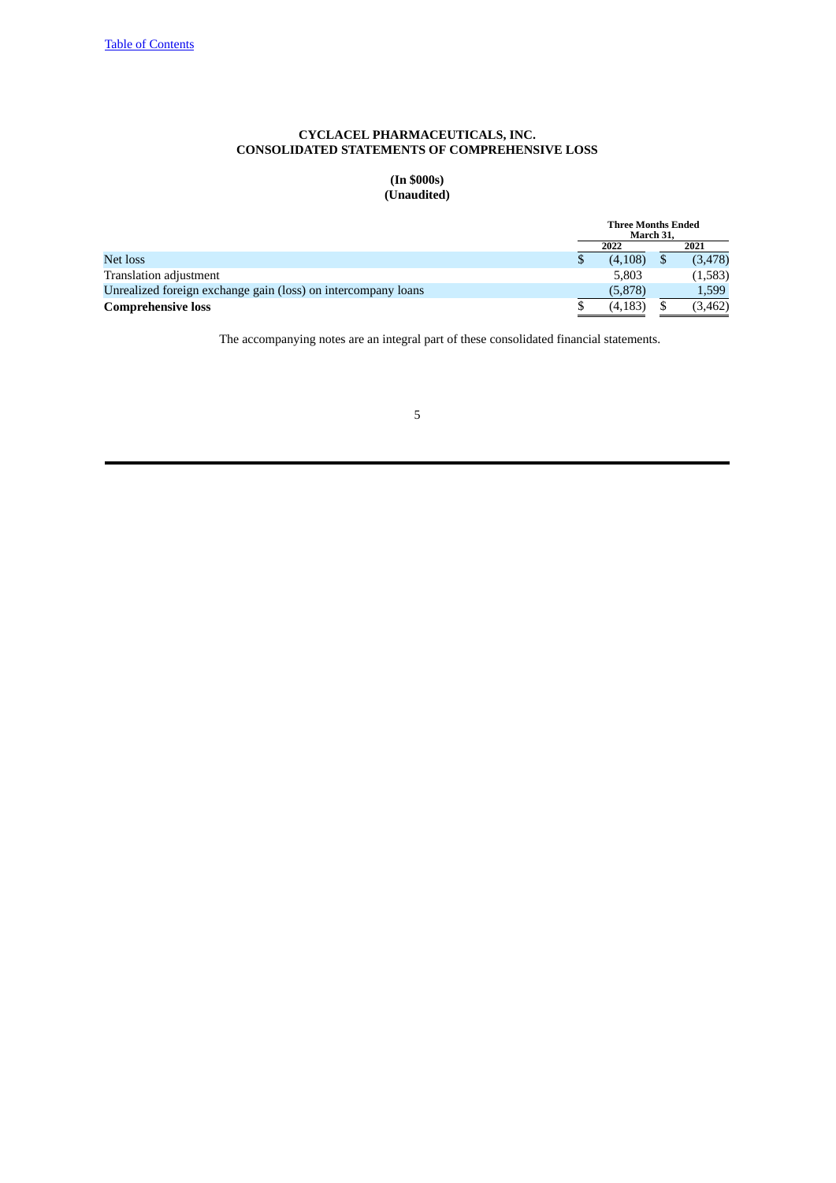# CYCLACEL PHARMACEUTICALS, INC.
# CONSOLIDATED STATEMENTS OF COMPREHENSIVE LOSS

**(In $000s)**
**(Unaudited)**

| | Three Months Ended March 31, | |
|---|---|---|
| | 2022 | 2021 |
| Net loss | $ (4,108) | $ (3,478) |
| Translation adjustment | 5,803 | (1,583) |
| Unrealized foreign exchange gain (loss) on intercompany loans | (5,878) | 1,599 |
| **Comprehensive loss** | $ (4,183) | $ (3,462) |

The accompanying notes are an integral part of these consolidated financial statements.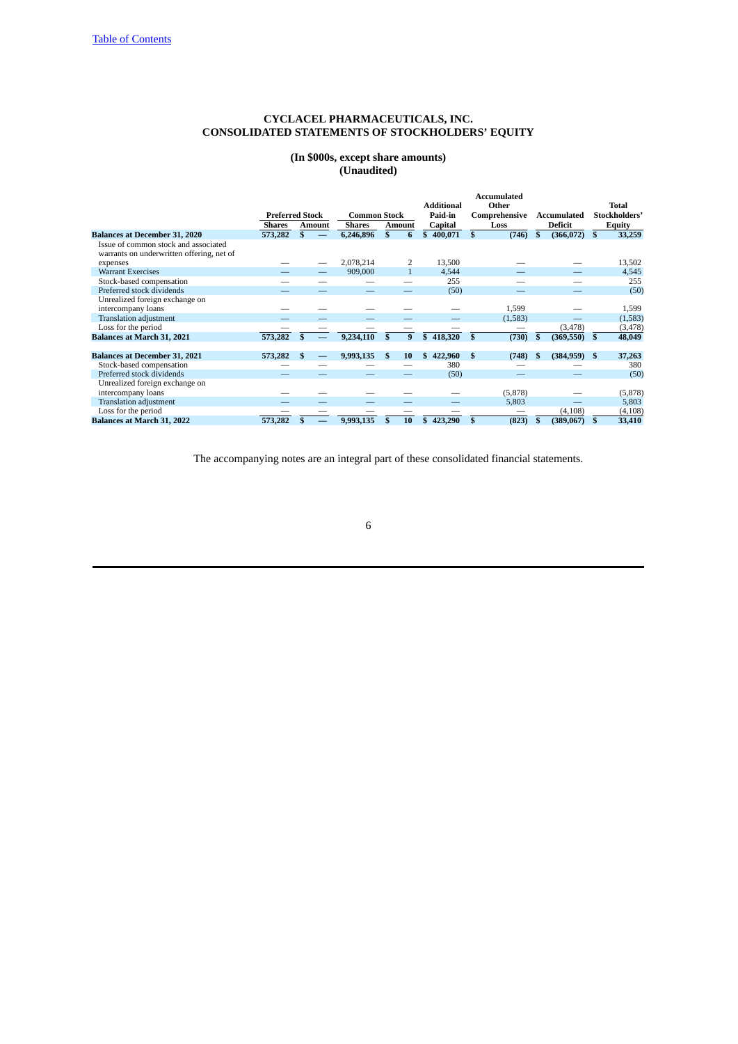[Table of Contents](#)

**CYCLACEL PHARMACEUTICALS, INC.**
**CONSOLIDATED STATEMENTS OF STOCKHOLDERS' EQUITY**

**(In $000s, except share amounts)**
**(Unaudited)**

| | Preferred Stock | | Common Stock | | Additional Paid-in Capital | Accumulated Other Comprehensive Loss | Accumulated Deficit | Total Stockholders' Equity |
|---|---|---|---|---|---|---|---|---|
| | Shares | Amount | Shares | Amount | | | | |
| **Balances at December 31, 2020** | **573,282** | **$ —** | **6,246,896** | **$ 6** | **$ 400,071** | **$ (746)** | **$ (366,072)** | **$ 33,259** |
| Issue of common stock and associated warrants on underwritten offering, net of expenses | — | — | 2,078,214 | 2 | 13,500 | — | — | 13,502 |
| Warrant Exercises | — | — | 909,000 | 1 | 4,544 | — | — | 4,545 |
| Stock-based compensation | — | — | — | — | 255 | — | — | 255 |
| Preferred stock dividends | — | — | — | — | (50) | — | — | (50) |
| Unrealized foreign exchange on intercompany loans | — | — | — | — | — | 1,599 | — | 1,599 |
| Translation adjustment | — | — | — | — | — | (1,583) | — | (1,583) |
| Loss for the period | — | — | — | — | — | — | (3,478) | (3,478) |
| **Balances at March 31, 2021** | **573,282** | **$ —** | **9,234,110** | **$ 9** | **$ 418,320** | **$ (730)** | **$ (369,550)** | **$ 48,049** |
| | | | | | | | | |
| **Balances at December 31, 2021** | **573,282** | **$ —** | **9,993,135** | **$ 10** | **$ 422,960** | **$ (748)** | **$ (384,959)** | **$ 37,263** |
| Stock-based compensation | — | — | — | — | 380 | — | — | 380 |
| Preferred stock dividends | — | — | — | — | (50) | — | — | (50) |
| Unrealized foreign exchange on intercompany loans | — | — | — | — | — | (5,878) | — | (5,878) |
| Translation adjustment | — | — | — | — | — | 5,803 | — | 5,803 |
| Loss for the period | — | — | — | — | — | — | (4,108) | (4,108) |
| **Balances at March 31, 2022** | **573,282** | **$ —** | **9,993,135** | **$ 10** | **$ 423,290** | **$ (823)** | **$ (389,067)** | **$ 33,410** |

The accompanying notes are an integral part of these consolidated financial statements.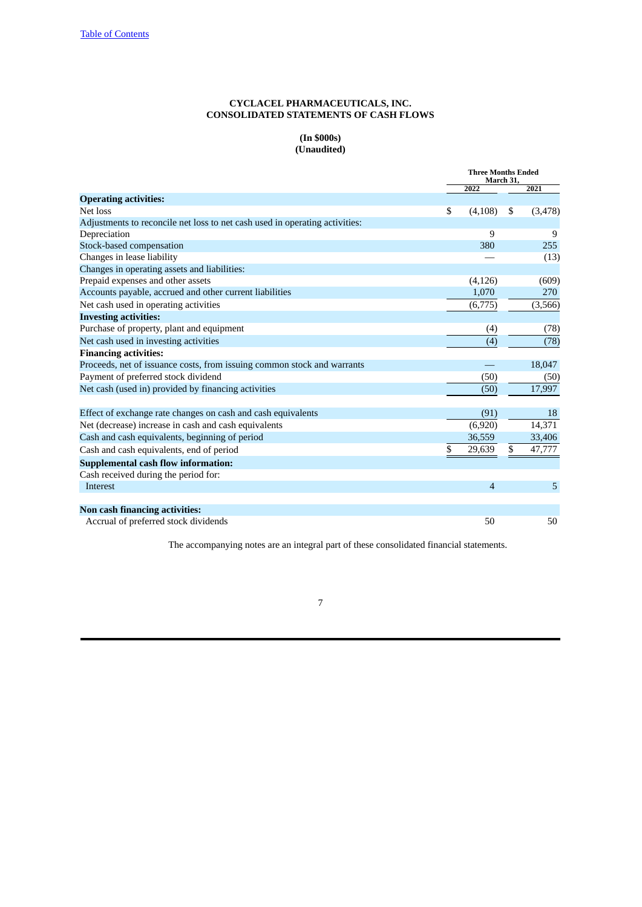**CYCLACEL PHARMACEUTICALS, INC.**
**CONSOLIDATED STATEMENTS OF CASH FLOWS**

**(In $000s)**
**(Unaudited)**

| | Three Months Ended March 31, | |
|---|---|---|
| | 2022 | 2021 |
| **Operating activities:** | | |
| Net loss | $ (4,108) | $ (3,478) |
| Adjustments to reconcile net loss to net cash used in operating activities: | | |
| Depreciation | 9 | 9 |
| Stock-based compensation | 380 | 255 |
| Changes in lease liability | — | (13) |
| Changes in operating assets and liabilities: | | |
| Prepaid expenses and other assets | (4,126) | (609) |
| Accounts payable, accrued and other current liabilities | 1,070 | 270 |
| Net cash used in operating activities | (6,775) | (3,566) |
| **Investing activities:** | | |
| Purchase of property, plant and equipment | (4) | (78) |
| Net cash used in investing activities | (4) | (78) |
| **Financing activities:** | | |
| Proceeds, net of issuance costs, from issuing common stock and warrants | — | 18,047 |
| Payment of preferred stock dividend | (50) | (50) |
| Net cash (used in) provided by financing activities | (50) | 17,997 |
| | | |
| Effect of exchange rate changes on cash and cash equivalents | (91) | 18 |
| Net (decrease) increase in cash and cash equivalents | (6,920) | 14,371 |
| Cash and cash equivalents, beginning of period | 36,559 | 33,406 |
| Cash and cash equivalents, end of period | $ 29,639 | $ 47,777 |
| **Supplemental cash flow information:** | | |
| Cash received during the period for: | | |
| Interest | 4 | 5 |
| | | |
| **Non cash financing activities:** | | |
| Accrual of preferred stock dividends | 50 | 50 |

The accompanying notes are an integral part of these consolidated financial statements.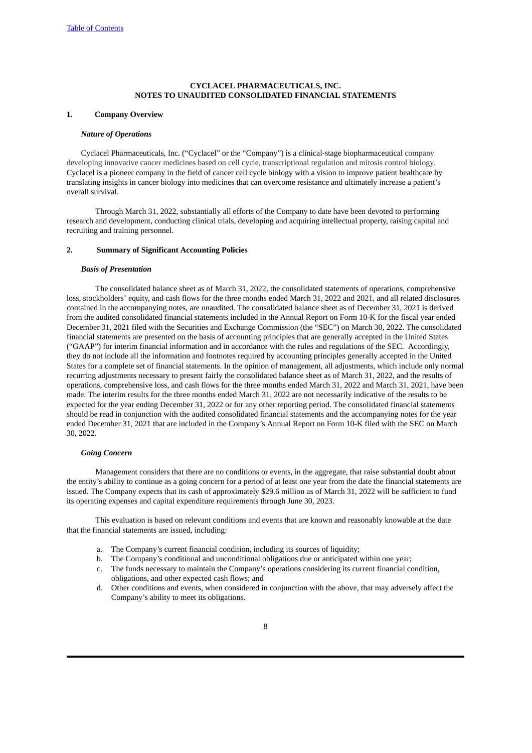**CYCLACEL PHARMACEUTICALS, INC.**
**NOTES TO UNAUDITED CONSOLIDATED FINANCIAL STATEMENTS**

## 1. Company Overview

### *Nature of Operations*

Cyclacel Pharmaceuticals, Inc. ("Cyclacel" or the "Company") is a clinical-stage biopharmaceutical company developing innovative cancer medicines based on cell cycle, transcriptional regulation and mitosis control biology. Cyclacel is a pioneer company in the field of cancer cell cycle biology with a vision to improve patient healthcare by translating insights in cancer biology into medicines that can overcome resistance and ultimately increase a patient's overall survival.

Through March 31, 2022, substantially all efforts of the Company to date have been devoted to performing research and development, conducting clinical trials, developing and acquiring intellectual property, raising capital and recruiting and training personnel.

## 2. Summary of Significant Accounting Policies

### *Basis of Presentation*

The consolidated balance sheet as of March 31, 2022, the consolidated statements of operations, comprehensive loss, stockholders' equity, and cash flows for the three months ended March 31, 2022 and 2021, and all related disclosures contained in the accompanying notes, are unaudited. The consolidated balance sheet as of December 31, 2021 is derived from the audited consolidated financial statements included in the Annual Report on Form 10-K for the fiscal year ended December 31, 2021 filed with the Securities and Exchange Commission (the "SEC") on March 30, 2022. The consolidated financial statements are presented on the basis of accounting principles that are generally accepted in the United States ("GAAP") for interim financial information and in accordance with the rules and regulations of the SEC. Accordingly, they do not include all the information and footnotes required by accounting principles generally accepted in the United States for a complete set of financial statements. In the opinion of management, all adjustments, which include only normal recurring adjustments necessary to present fairly the consolidated balance sheet as of March 31, 2022, and the results of operations, comprehensive loss, and cash flows for the three months ended March 31, 2022 and March 31, 2021, have been made. The interim results for the three months ended March 31, 2022 are not necessarily indicative of the results to be expected for the year ending December 31, 2022 or for any other reporting period. The consolidated financial statements should be read in conjunction with the audited consolidated financial statements and the accompanying notes for the year ended December 31, 2021 that are included in the Company's Annual Report on Form 10-K filed with the SEC on March 30, 2022.

### *Going Concern*

Management considers that there are no conditions or events, in the aggregate, that raise substantial doubt about the entity's ability to continue as a going concern for a period of at least one year from the date the financial statements are issued. The Company expects that its cash of approximately $29.6 million as of March 31, 2022 will be sufficient to fund its operating expenses and capital expenditure requirements through June 30, 2023.

This evaluation is based on relevant conditions and events that are known and reasonably knowable at the date that the financial statements are issued, including:

a. The Company's current financial condition, including its sources of liquidity;
b. The Company's conditional and unconditional obligations due or anticipated within one year;
c. The funds necessary to maintain the Company's operations considering its current financial condition, obligations, and other expected cash flows; and
d. Other conditions and events, when considered in conjunction with the above, that may adversely affect the Company's ability to meet its obligations.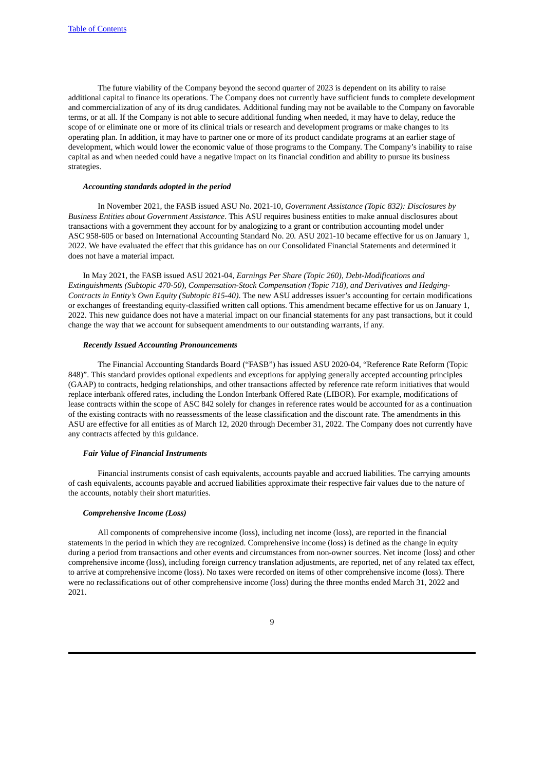The future viability of the Company beyond the second quarter of 2023 is dependent on its ability to raise additional capital to finance its operations. The Company does not currently have sufficient funds to complete development and commercialization of any of its drug candidates. Additional funding may not be available to the Company on favorable terms, or at all. If the Company is not able to secure additional funding when needed, it may have to delay, reduce the scope of or eliminate one or more of its clinical trials or research and development programs or make changes to its operating plan. In addition, it may have to partner one or more of its product candidate programs at an earlier stage of development, which would lower the economic value of those programs to the Company. The Company's inability to raise capital as and when needed could have a negative impact on its financial condition and ability to pursue its business strategies.

***Accounting standards adopted in the period***

In November 2021, the FASB issued ASU No. 2021-10, *Government Assistance (Topic 832): Disclosures by Business Entities about Government Assistance*. This ASU requires business entities to make annual disclosures about transactions with a government they account for by analogizing to a grant or contribution accounting model under ASC 958-605 or based on International Accounting Standard No. 20. ASU 2021-10 became effective for us on January 1, 2022. We have evaluated the effect that this guidance has on our Consolidated Financial Statements and determined it does not have a material impact.

In May 2021, the FASB issued ASU 2021-04, *Earnings Per Share (Topic 260), Debt-Modifications and Extinguishments (Subtopic 470-50), Compensation-Stock Compensation (Topic 718), and Derivatives and Hedging-Contracts in Entity's Own Equity (Subtopic 815-40)*. The new ASU addresses issuer's accounting for certain modifications or exchanges of freestanding equity-classified written call options. This amendment became effective for us on January 1, 2022. This new guidance does not have a material impact on our financial statements for any past transactions, but it could change the way that we account for subsequent amendments to our outstanding warrants, if any.

***Recently Issued Accounting Pronouncements***

The Financial Accounting Standards Board ("FASB") has issued ASU 2020-04, "Reference Rate Reform (Topic 848)". This standard provides optional expedients and exceptions for applying generally accepted accounting principles (GAAP) to contracts, hedging relationships, and other transactions affected by reference rate reform initiatives that would replace interbank offered rates, including the London Interbank Offered Rate (LIBOR). For example, modifications of lease contracts within the scope of ASC 842 solely for changes in reference rates would be accounted for as a continuation of the existing contracts with no reassessments of the lease classification and the discount rate. The amendments in this ASU are effective for all entities as of March 12, 2020 through December 31, 2022. The Company does not currently have any contracts affected by this guidance.

***Fair Value of Financial Instruments***

Financial instruments consist of cash equivalents, accounts payable and accrued liabilities. The carrying amounts of cash equivalents, accounts payable and accrued liabilities approximate their respective fair values due to the nature of the accounts, notably their short maturities.

***Comprehensive Income (Loss)***

All components of comprehensive income (loss), including net income (loss), are reported in the financial statements in the period in which they are recognized. Comprehensive income (loss) is defined as the change in equity during a period from transactions and other events and circumstances from non-owner sources. Net income (loss) and other comprehensive income (loss), including foreign currency translation adjustments, are reported, net of any related tax effect, to arrive at comprehensive income (loss). No taxes were recorded on items of other comprehensive income (loss). There were no reclassifications out of other comprehensive income (loss) during the three months ended March 31, 2022 and 2021.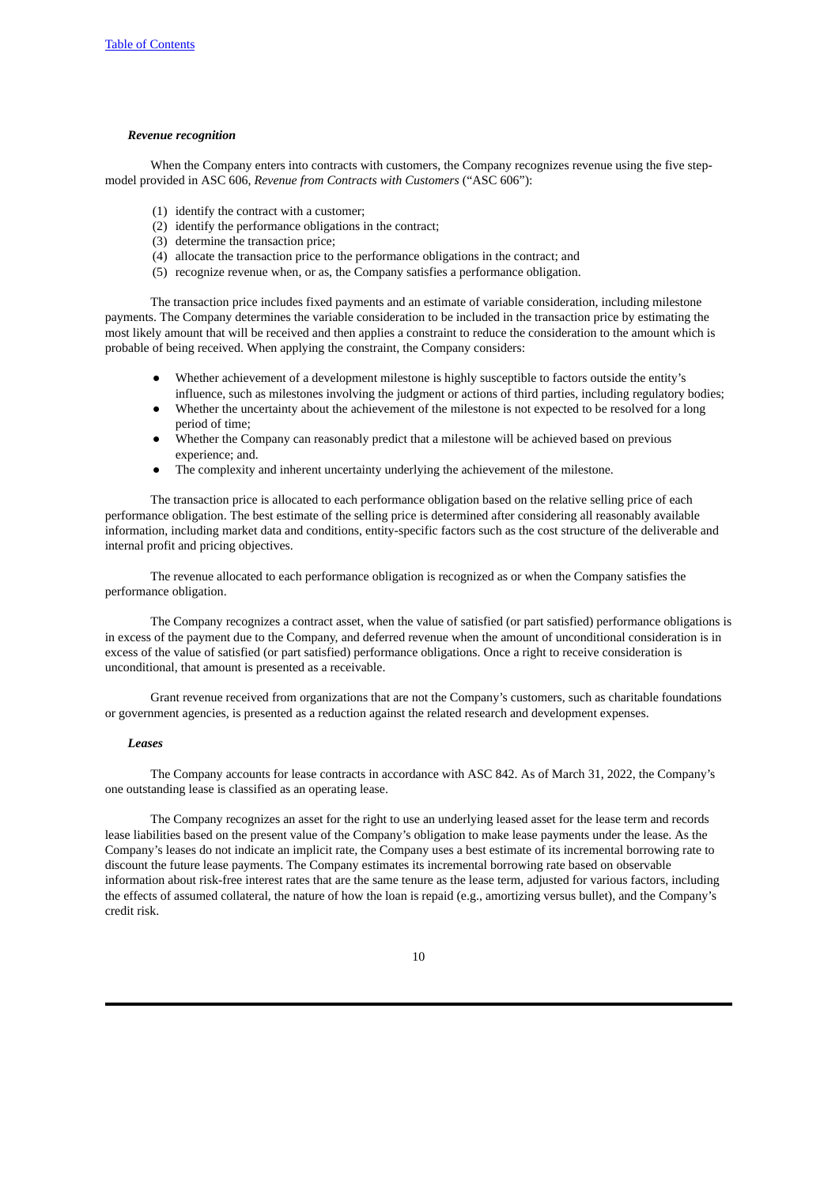*Revenue recognition*

When the Company enters into contracts with customers, the Company recognizes revenue using the five step-model provided in ASC 606, *Revenue from Contracts with Customers* ("ASC 606"):

(1) identify the contract with a customer;
(2) identify the performance obligations in the contract;
(3) determine the transaction price;
(4) allocate the transaction price to the performance obligations in the contract; and
(5) recognize revenue when, or as, the Company satisfies a performance obligation.

The transaction price includes fixed payments and an estimate of variable consideration, including milestone payments. The Company determines the variable consideration to be included in the transaction price by estimating the most likely amount that will be received and then applies a constraint to reduce the consideration to the amount which is probable of being received. When applying the constraint, the Company considers:

- Whether achievement of a development milestone is highly susceptible to factors outside the entity's influence, such as milestones involving the judgment or actions of third parties, including regulatory bodies;
- Whether the uncertainty about the achievement of the milestone is not expected to be resolved for a long period of time;
- Whether the Company can reasonably predict that a milestone will be achieved based on previous experience; and.
- The complexity and inherent uncertainty underlying the achievement of the milestone.

The transaction price is allocated to each performance obligation based on the relative selling price of each performance obligation. The best estimate of the selling price is determined after considering all reasonably available information, including market data and conditions, entity-specific factors such as the cost structure of the deliverable and internal profit and pricing objectives.

The revenue allocated to each performance obligation is recognized as or when the Company satisfies the performance obligation.

The Company recognizes a contract asset, when the value of satisfied (or part satisfied) performance obligations is in excess of the payment due to the Company, and deferred revenue when the amount of unconditional consideration is in excess of the value of satisfied (or part satisfied) performance obligations. Once a right to receive consideration is unconditional, that amount is presented as a receivable.

Grant revenue received from organizations that are not the Company's customers, such as charitable foundations or government agencies, is presented as a reduction against the related research and development expenses.

*Leases*

The Company accounts for lease contracts in accordance with ASC 842. As of March 31, 2022, the Company's one outstanding lease is classified as an operating lease.

The Company recognizes an asset for the right to use an underlying leased asset for the lease term and records lease liabilities based on the present value of the Company's obligation to make lease payments under the lease. As the Company's leases do not indicate an implicit rate, the Company uses a best estimate of its incremental borrowing rate to discount the future lease payments. The Company estimates its incremental borrowing rate based on observable information about risk-free interest rates that are the same tenure as the lease term, adjusted for various factors, including the effects of assumed collateral, the nature of how the loan is repaid (e.g., amortizing versus bullet), and the Company's credit risk.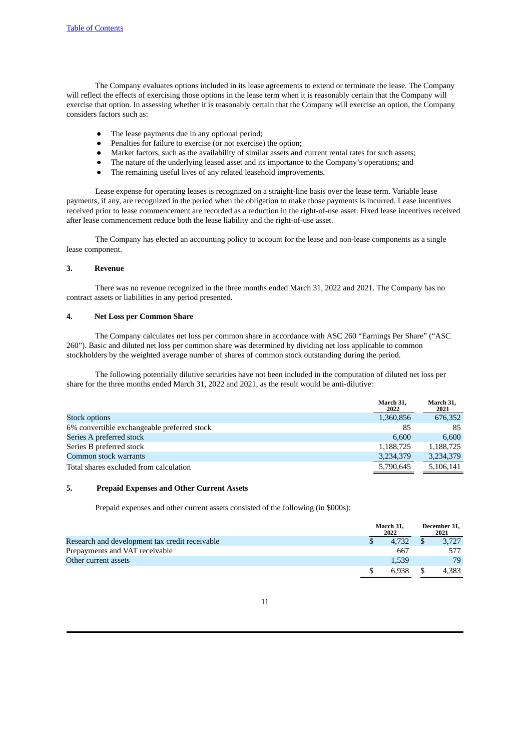The Company evaluates options included in its lease agreements to extend or terminate the lease. The Company will reflect the effects of exercising those options in the lease term when it is reasonably certain that the Company will exercise that option. In assessing whether it is reasonably certain that the Company will exercise an option, the Company considers factors such as:

- The lease payments due in any optional period;
- Penalties for failure to exercise (or not exercise) the option;
- Market factors, such as the availability of similar assets and current rental rates for such assets;
- The nature of the underlying leased asset and its importance to the Company's operations; and
- The remaining useful lives of any related leasehold improvements.

Lease expense for operating leases is recognized on a straight-line basis over the lease term. Variable lease payments, if any, are recognized in the period when the obligation to make those payments is incurred. Lease incentives received prior to lease commencement are recorded as a reduction in the right-of-use asset. Fixed lease incentives received after lease commencement reduce both the lease liability and the right-of-use asset.

The Company has elected an accounting policy to account for the lease and non-lease components as a single lease component.

## 3. Revenue

There was no revenue recognized in the three months ended March 31, 2022 and 2021. The Company has no contract assets or liabilities in any period presented.

## 4. Net Loss per Common Share

The Company calculates net loss per common share in accordance with ASC 260 "Earnings Per Share" ("ASC 260"). Basic and diluted net loss per common share was determined by dividing net loss applicable to common stockholders by the weighted average number of shares of common stock outstanding during the period.

The following potentially dilutive securities have not been included in the computation of diluted net loss per share for the three months ended March 31, 2022 and 2021, as the result would be anti-dilutive:

| | March 31, 2022 | March 31, 2021 |
|---|---|---|
| Stock options | 1,360,856 | 676,352 |
| 6% convertible exchangeable preferred stock | 85 | 85 |
| Series A preferred stock | 6,600 | 6,600 |
| Series B preferred stock | 1,188,725 | 1,188,725 |
| Common stock warrants | 3,234,379 | 3,234,379 |
| Total shares excluded from calculation | 5,790,645 | 5,106,141 |

## 5. Prepaid Expenses and Other Current Assets

Prepaid expenses and other current assets consisted of the following (in $000s):

| | March 31, 2022 | December 31, 2021 |
|---|---|---|
| Research and development tax credit receivable | $ 4,732 | $ 3,727 |
| Prepayments and VAT receivable | 667 | 577 |
| Other current assets | 1,539 | 79 |
| | $ 6,938 | $ 4,383 |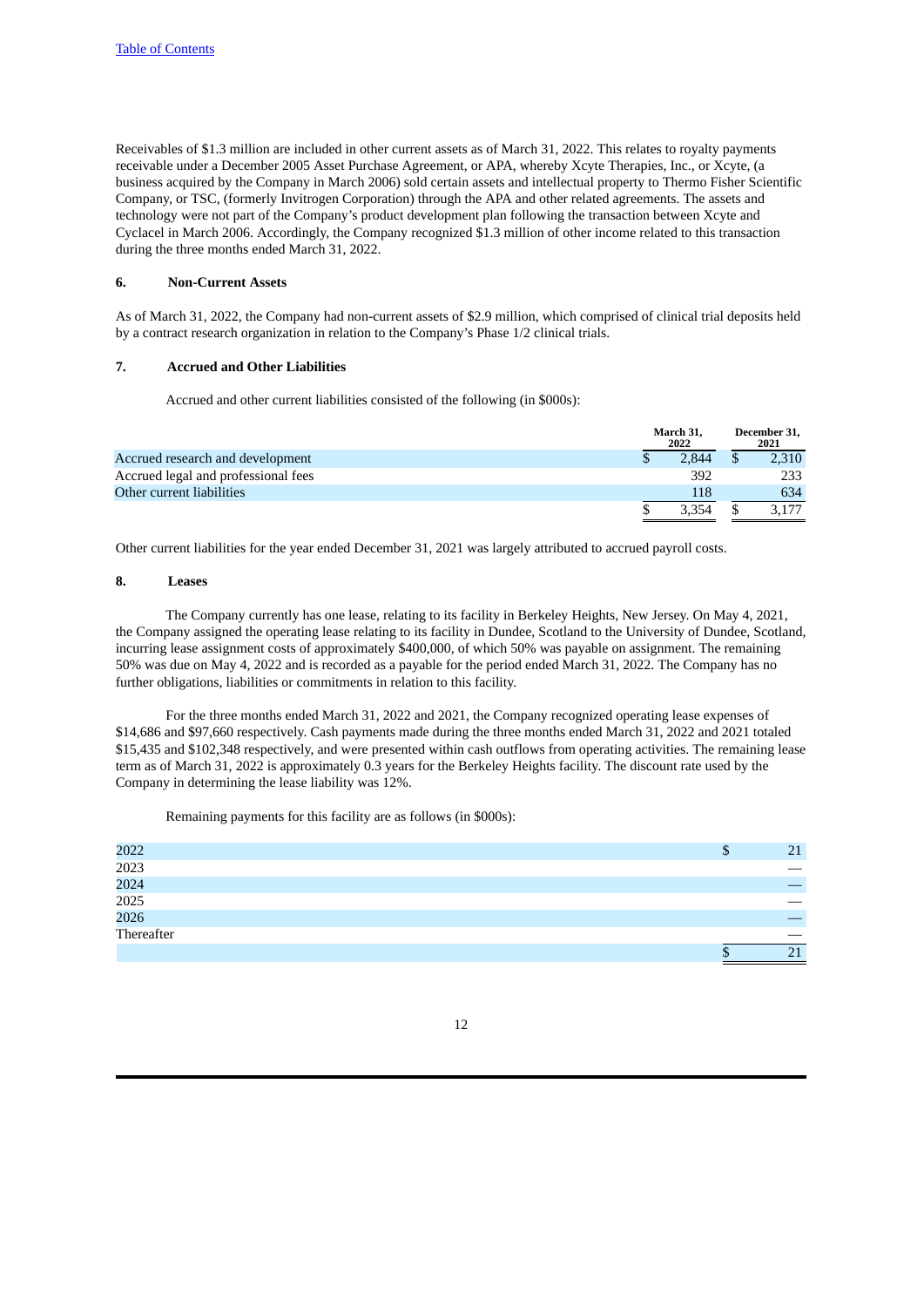Receivables of $1.3 million are included in other current assets as of March 31, 2022. This relates to royalty payments receivable under a December 2005 Asset Purchase Agreement, or APA, whereby Xcyte Therapies, Inc., or Xcyte, (a business acquired by the Company in March 2006) sold certain assets and intellectual property to Thermo Fisher Scientific Company, or TSC, (formerly Invitrogen Corporation) through the APA and other related agreements. The assets and technology were not part of the Company's product development plan following the transaction between Xcyte and Cyclacel in March 2006. Accordingly, the Company recognized $1.3 million of other income related to this transaction during the three months ended March 31, 2022.

### 6. Non-Current Assets

As of March 31, 2022, the Company had non-current assets of $2.9 million, which comprised of clinical trial deposits held by a contract research organization in relation to the Company's Phase 1/2 clinical trials.

### 7. Accrued and Other Liabilities

Accrued and other current liabilities consisted of the following (in $000s):

| | March 31, 2022 | December 31, 2021 |
|---|---|---|
| Accrued research and development | $ 2,844 | $ 2,310 |
| Accrued legal and professional fees | 392 | 233 |
| Other current liabilities | 118 | 634 |
| | $ 3,354 | $ 3,177 |

Other current liabilities for the year ended December 31, 2021 was largely attributed to accrued payroll costs.

### 8. Leases

The Company currently has one lease, relating to its facility in Berkeley Heights, New Jersey. On May 4, 2021, the Company assigned the operating lease relating to its facility in Dundee, Scotland to the University of Dundee, Scotland, incurring lease assignment costs of approximately $400,000, of which 50% was payable on assignment. The remaining 50% was due on May 4, 2022 and is recorded as a payable for the period ended March 31, 2022. The Company has no further obligations, liabilities or commitments in relation to this facility.

For the three months ended March 31, 2022 and 2021, the Company recognized operating lease expenses of $14,686 and $97,660 respectively. Cash payments made during the three months ended March 31, 2022 and 2021 totaled $15,435 and $102,348 respectively, and were presented within cash outflows from operating activities. The remaining lease term as of March 31, 2022 is approximately 0.3 years for the Berkeley Heights facility. The discount rate used by the Company in determining the lease liability was 12%.

Remaining payments for this facility are as follows (in $000s):

| | |
|---|---|
| 2022 | $ 21 |
| 2023 | — |
| 2024 | — |
| 2025 | — |
| 2026 | — |
| Thereafter | — |
| | $ 21 |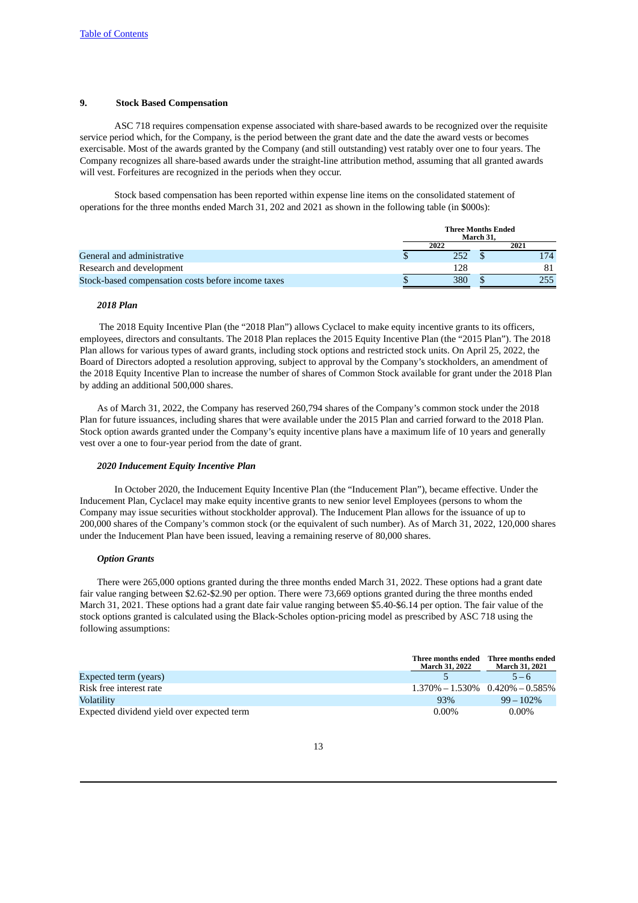## 9. Stock Based Compensation

ASC 718 requires compensation expense associated with share-based awards to be recognized over the requisite service period which, for the Company, is the period between the grant date and the date the award vests or becomes exercisable. Most of the awards granted by the Company (and still outstanding) vest ratably over one to four years. The Company recognizes all share-based awards under the straight-line attribution method, assuming that all granted awards will vest. Forfeitures are recognized in the periods when they occur.

Stock based compensation has been reported within expense line items on the consolidated statement of operations for the three months ended March 31, 202 and 2021 as shown in the following table (in $000s):

| | Three Months Ended March 31, | |
|---|---|---|
| | 2022 | 2021 |
| General and administrative | $ 252 | $ 174 |
| Research and development | 128 | 81 |
| Stock-based compensation costs before income taxes | $ 380 | $ 255 |

### *2018 Plan*

The 2018 Equity Incentive Plan (the "2018 Plan") allows Cyclacel to make equity incentive grants to its officers, employees, directors and consultants. The 2018 Plan replaces the 2015 Equity Incentive Plan (the "2015 Plan"). The 2018 Plan allows for various types of award grants, including stock options and restricted stock units. On April 25, 2022, the Board of Directors adopted a resolution approving, subject to approval by the Company's stockholders, an amendment of the 2018 Equity Incentive Plan to increase the number of shares of Common Stock available for grant under the 2018 Plan by adding an additional 500,000 shares.

As of March 31, 2022, the Company has reserved 260,794 shares of the Company's common stock under the 2018 Plan for future issuances, including shares that were available under the 2015 Plan and carried forward to the 2018 Plan. Stock option awards granted under the Company's equity incentive plans have a maximum life of 10 years and generally vest over a one to four-year period from the date of grant.

### *2020 Inducement Equity Incentive Plan*

In October 2020, the Inducement Equity Incentive Plan (the "Inducement Plan"), became effective. Under the Inducement Plan, Cyclacel may make equity incentive grants to new senior level Employees (persons to whom the Company may issue securities without stockholder approval). The Inducement Plan allows for the issuance of up to 200,000 shares of the Company's common stock (or the equivalent of such number). As of March 31, 2022, 120,000 shares under the Inducement Plan have been issued, leaving a remaining reserve of 80,000 shares.

### *Option Grants*

There were 265,000 options granted during the three months ended March 31, 2022. These options had a grant date fair value ranging between $2.62-$2.90 per option. There were 73,669 options granted during the three months ended March 31, 2021. These options had a grant date fair value ranging between $5.40-$6.14 per option. The fair value of the stock options granted is calculated using the Black-Scholes option-pricing model as prescribed by ASC 718 using the following assumptions:

| | Three months ended March 31, 2022 | Three months ended March 31, 2021 |
|---|---|---|
| Expected term (years) | 5 | 5 – 6 |
| Risk free interest rate | 1.370% – 1.530% | 0.420% – 0.585% |
| Volatility | 93% | 99 – 102% |
| Expected dividend yield over expected term | 0.00% | 0.00% |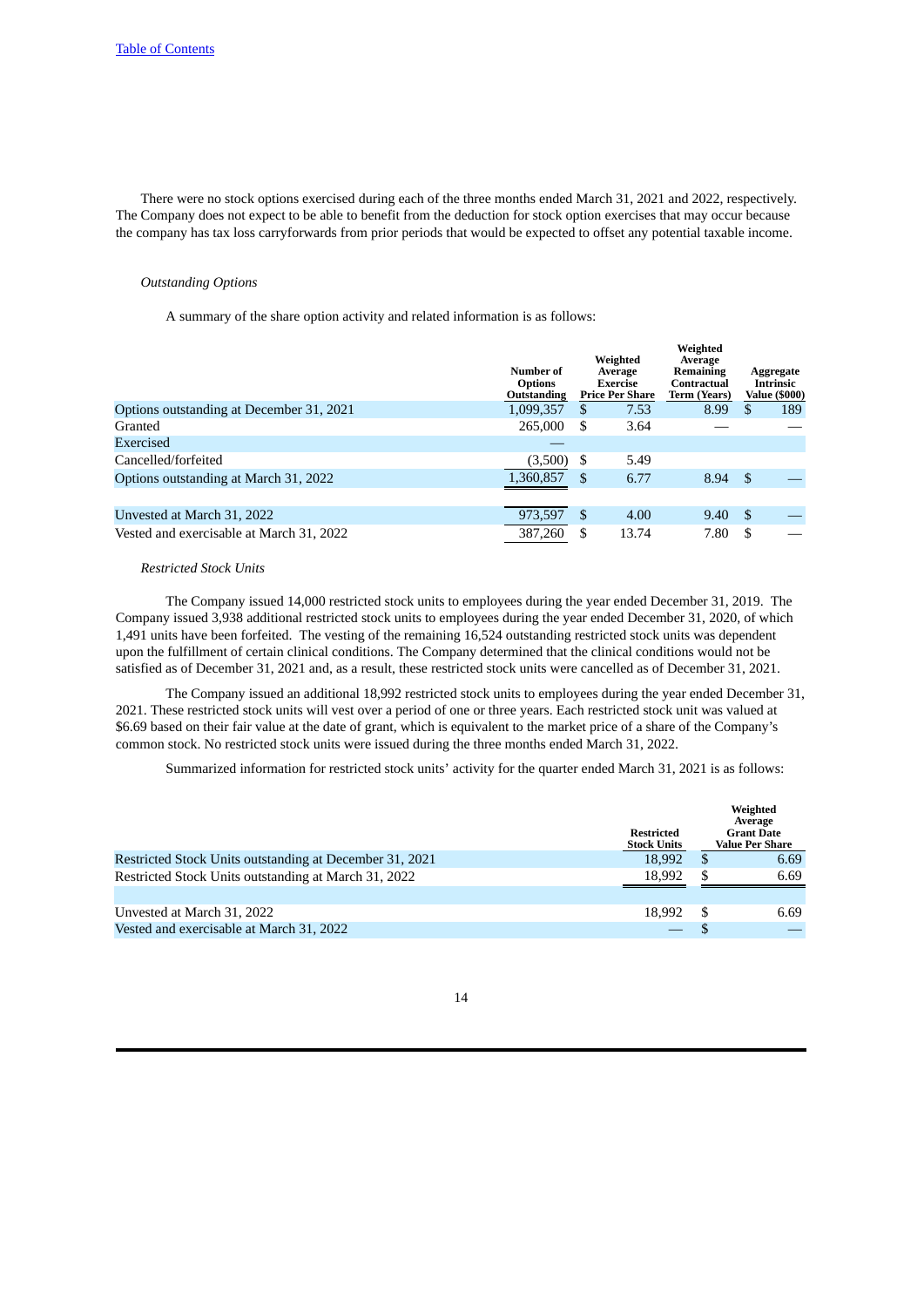There were no stock options exercised during each of the three months ended March 31, 2021 and 2022, respectively. The Company does not expect to be able to benefit from the deduction for stock option exercises that may occur because the company has tax loss carryforwards from prior periods that would be expected to offset any potential taxable income.

*Outstanding Options*

A summary of the share option activity and related information is as follows:

| | Number of Options Outstanding | Weighted Average Exercise Price Per Share | Weighted Average Remaining Contractual Term (Years) | Aggregate Intrinsic Value ($000) |
|---|---|---|---|---|
| Options outstanding at December 31, 2021 | 1,099,357 | $ 7.53 | 8.99 | $ 189 |
| Granted | 265,000 | $ 3.64 | — | — |
| Exercised | — | | | |
| Cancelled/forfeited | (3,500) | $ 5.49 | | |
| Options outstanding at March 31, 2022 | 1,360,857 | $ 6.77 | 8.94 | $ — |
| | | | | |
| Unvested at March 31, 2022 | 973,597 | $ 4.00 | 9.40 | $ — |
| Vested and exercisable at March 31, 2022 | 387,260 | $ 13.74 | 7.80 | $ — |

*Restricted Stock Units*

The Company issued 14,000 restricted stock units to employees during the year ended December 31, 2019. The Company issued 3,938 additional restricted stock units to employees during the year ended December 31, 2020, of which 1,491 units have been forfeited. The vesting of the remaining 16,524 outstanding restricted stock units was dependent upon the fulfillment of certain clinical conditions. The Company determined that the clinical conditions would not be satisfied as of December 31, 2021 and, as a result, these restricted stock units were cancelled as of December 31, 2021.

The Company issued an additional 18,992 restricted stock units to employees during the year ended December 31, 2021. These restricted stock units will vest over a period of one or three years. Each restricted stock unit was valued at $6.69 based on their fair value at the date of grant, which is equivalent to the market price of a share of the Company's common stock. No restricted stock units were issued during the three months ended March 31, 2022.

Summarized information for restricted stock units' activity for the quarter ended March 31, 2021 is as follows:

| | Restricted Stock Units | Weighted Average Grant Date Value Per Share |
|---|---|---|
| Restricted Stock Units outstanding at December 31, 2021 | 18,992 | $ 6.69 |
| Restricted Stock Units outstanding at March 31, 2022 | 18,992 | $ 6.69 |
| | | |
| Unvested at March 31, 2022 | 18,992 | $ 6.69 |
| Vested and exercisable at March 31, 2022 | — | $ — |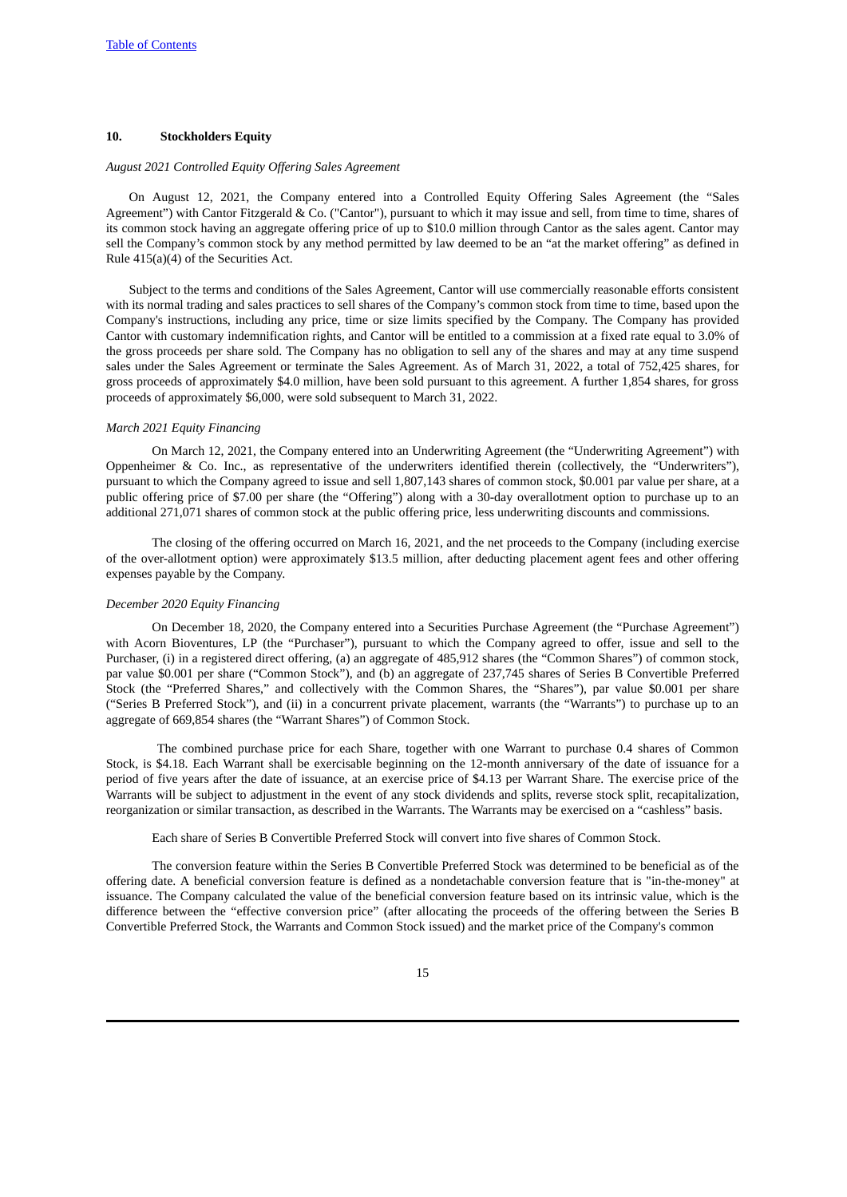## 10. Stockholders Equity

*August 2021 Controlled Equity Offering Sales Agreement*

On August 12, 2021, the Company entered into a Controlled Equity Offering Sales Agreement (the "Sales Agreement") with Cantor Fitzgerald & Co. ("Cantor"), pursuant to which it may issue and sell, from time to time, shares of its common stock having an aggregate offering price of up to $10.0 million through Cantor as the sales agent. Cantor may sell the Company's common stock by any method permitted by law deemed to be an "at the market offering" as defined in Rule 415(a)(4) of the Securities Act.

Subject to the terms and conditions of the Sales Agreement, Cantor will use commercially reasonable efforts consistent with its normal trading and sales practices to sell shares of the Company's common stock from time to time, based upon the Company's instructions, including any price, time or size limits specified by the Company. The Company has provided Cantor with customary indemnification rights, and Cantor will be entitled to a commission at a fixed rate equal to 3.0% of the gross proceeds per share sold. The Company has no obligation to sell any of the shares and may at any time suspend sales under the Sales Agreement or terminate the Sales Agreement. As of March 31, 2022, a total of 752,425 shares, for gross proceeds of approximately $4.0 million, have been sold pursuant to this agreement. A further 1,854 shares, for gross proceeds of approximately $6,000, were sold subsequent to March 31, 2022.

*March 2021 Equity Financing*

On March 12, 2021, the Company entered into an Underwriting Agreement (the "Underwriting Agreement") with Oppenheimer & Co. Inc., as representative of the underwriters identified therein (collectively, the "Underwriters"), pursuant to which the Company agreed to issue and sell 1,807,143 shares of common stock, $0.001 par value per share, at a public offering price of $7.00 per share (the "Offering") along with a 30-day overallotment option to purchase up to an additional 271,071 shares of common stock at the public offering price, less underwriting discounts and commissions.

The closing of the offering occurred on March 16, 2021, and the net proceeds to the Company (including exercise of the over-allotment option) were approximately $13.5 million, after deducting placement agent fees and other offering expenses payable by the Company.

*December 2020 Equity Financing*

On December 18, 2020, the Company entered into a Securities Purchase Agreement (the "Purchase Agreement") with Acorn Bioventures, LP (the "Purchaser"), pursuant to which the Company agreed to offer, issue and sell to the Purchaser, (i) in a registered direct offering, (a) an aggregate of 485,912 shares (the "Common Shares") of common stock, par value $0.001 per share ("Common Stock"), and (b) an aggregate of 237,745 shares of Series B Convertible Preferred Stock (the "Preferred Shares," and collectively with the Common Shares, the "Shares"), par value $0.001 per share ("Series B Preferred Stock"), and (ii) in a concurrent private placement, warrants (the "Warrants") to purchase up to an aggregate of 669,854 shares (the "Warrant Shares") of Common Stock.

The combined purchase price for each Share, together with one Warrant to purchase 0.4 shares of Common Stock, is $4.18. Each Warrant shall be exercisable beginning on the 12-month anniversary of the date of issuance for a period of five years after the date of issuance, at an exercise price of $4.13 per Warrant Share. The exercise price of the Warrants will be subject to adjustment in the event of any stock dividends and splits, reverse stock split, recapitalization, reorganization or similar transaction, as described in the Warrants. The Warrants may be exercised on a "cashless" basis.

Each share of Series B Convertible Preferred Stock will convert into five shares of Common Stock.

The conversion feature within the Series B Convertible Preferred Stock was determined to be beneficial as of the offering date. A beneficial conversion feature is defined as a nondetachable conversion feature that is "in-the-money" at issuance. The Company calculated the value of the beneficial conversion feature based on its intrinsic value, which is the difference between the "effective conversion price" (after allocating the proceeds of the offering between the Series B Convertible Preferred Stock, the Warrants and Common Stock issued) and the market price of the Company's common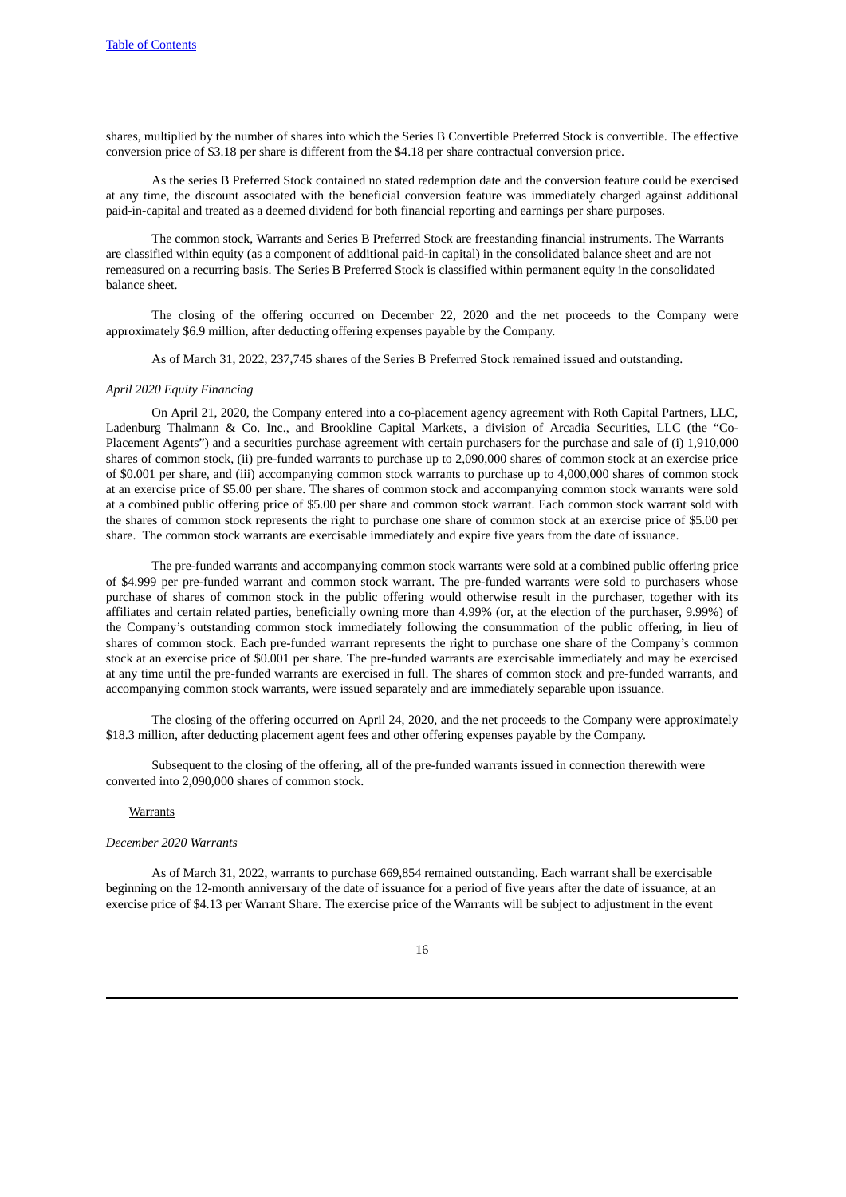shares, multiplied by the number of shares into which the Series B Convertible Preferred Stock is convertible. The effective conversion price of $3.18 per share is different from the $4.18 per share contractual conversion price.

As the series B Preferred Stock contained no stated redemption date and the conversion feature could be exercised at any time, the discount associated with the beneficial conversion feature was immediately charged against additional paid-in-capital and treated as a deemed dividend for both financial reporting and earnings per share purposes.

The common stock, Warrants and Series B Preferred Stock are freestanding financial instruments. The Warrants are classified within equity (as a component of additional paid-in capital) in the consolidated balance sheet and are not remeasured on a recurring basis. The Series B Preferred Stock is classified within permanent equity in the consolidated balance sheet.

The closing of the offering occurred on December 22, 2020 and the net proceeds to the Company were approximately $6.9 million, after deducting offering expenses payable by the Company.

As of March 31, 2022, 237,745 shares of the Series B Preferred Stock remained issued and outstanding.

*April 2020 Equity Financing*

On April 21, 2020, the Company entered into a co-placement agency agreement with Roth Capital Partners, LLC, Ladenburg Thalmann & Co. Inc., and Brookline Capital Markets, a division of Arcadia Securities, LLC (the "Co-Placement Agents") and a securities purchase agreement with certain purchasers for the purchase and sale of (i) 1,910,000 shares of common stock, (ii) pre-funded warrants to purchase up to 2,090,000 shares of common stock at an exercise price of $0.001 per share, and (iii) accompanying common stock warrants to purchase up to 4,000,000 shares of common stock at an exercise price of $5.00 per share. The shares of common stock and accompanying common stock warrants were sold at a combined public offering price of $5.00 per share and common stock warrant. Each common stock warrant sold with the shares of common stock represents the right to purchase one share of common stock at an exercise price of $5.00 per share. The common stock warrants are exercisable immediately and expire five years from the date of issuance.

The pre-funded warrants and accompanying common stock warrants were sold at a combined public offering price of $4.999 per pre-funded warrant and common stock warrant. The pre-funded warrants were sold to purchasers whose purchase of shares of common stock in the public offering would otherwise result in the purchaser, together with its affiliates and certain related parties, beneficially owning more than 4.99% (or, at the election of the purchaser, 9.99%) of the Company's outstanding common stock immediately following the consummation of the public offering, in lieu of shares of common stock. Each pre-funded warrant represents the right to purchase one share of the Company's common stock at an exercise price of $0.001 per share. The pre-funded warrants are exercisable immediately and may be exercised at any time until the pre-funded warrants are exercised in full. The shares of common stock and pre-funded warrants, and accompanying common stock warrants, were issued separately and are immediately separable upon issuance.

The closing of the offering occurred on April 24, 2020, and the net proceeds to the Company were approximately $18.3 million, after deducting placement agent fees and other offering expenses payable by the Company.

Subsequent to the closing of the offering, all of the pre-funded warrants issued in connection therewith were converted into 2,090,000 shares of common stock.

Warrants

*December 2020 Warrants*

As of March 31, 2022, warrants to purchase 669,854 remained outstanding. Each warrant shall be exercisable beginning on the 12-month anniversary of the date of issuance for a period of five years after the date of issuance, at an exercise price of $4.13 per Warrant Share. The exercise price of the Warrants will be subject to adjustment in the event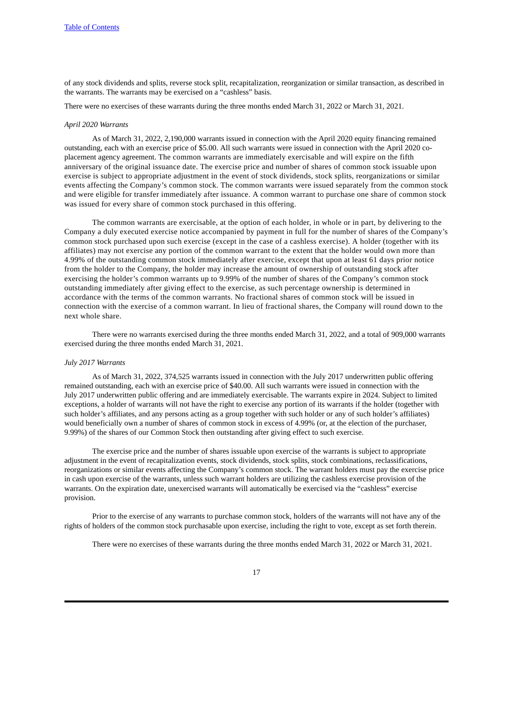of any stock dividends and splits, reverse stock split, recapitalization, reorganization or similar transaction, as described in the warrants. The warrants may be exercised on a "cashless" basis.

There were no exercises of these warrants during the three months ended March 31, 2022 or March 31, 2021.

*April 2020 Warrants*

As of March 31, 2022, 2,190,000 warrants issued in connection with the April 2020 equity financing remained outstanding, each with an exercise price of $5.00. All such warrants were issued in connection with the April 2020 co-placement agency agreement. The common warrants are immediately exercisable and will expire on the fifth anniversary of the original issuance date. The exercise price and number of shares of common stock issuable upon exercise is subject to appropriate adjustment in the event of stock dividends, stock splits, reorganizations or similar events affecting the Company's common stock. The common warrants were issued separately from the common stock and were eligible for transfer immediately after issuance. A common warrant to purchase one share of common stock was issued for every share of common stock purchased in this offering.

The common warrants are exercisable, at the option of each holder, in whole or in part, by delivering to the Company a duly executed exercise notice accompanied by payment in full for the number of shares of the Company's common stock purchased upon such exercise (except in the case of a cashless exercise). A holder (together with its affiliates) may not exercise any portion of the common warrant to the extent that the holder would own more than 4.99% of the outstanding common stock immediately after exercise, except that upon at least 61 days prior notice from the holder to the Company, the holder may increase the amount of ownership of outstanding stock after exercising the holder's common warrants up to 9.99% of the number of shares of the Company's common stock outstanding immediately after giving effect to the exercise, as such percentage ownership is determined in accordance with the terms of the common warrants. No fractional shares of common stock will be issued in connection with the exercise of a common warrant. In lieu of fractional shares, the Company will round down to the next whole share.

There were no warrants exercised during the three months ended March 31, 2022, and a total of 909,000 warrants exercised during the three months ended March 31, 2021.

*July 2017 Warrants*

As of March 31, 2022, 374,525 warrants issued in connection with the July 2017 underwritten public offering remained outstanding, each with an exercise price of $40.00. All such warrants were issued in connection with the July 2017 underwritten public offering and are immediately exercisable. The warrants expire in 2024. Subject to limited exceptions, a holder of warrants will not have the right to exercise any portion of its warrants if the holder (together with such holder's affiliates, and any persons acting as a group together with such holder or any of such holder's affiliates) would beneficially own a number of shares of common stock in excess of 4.99% (or, at the election of the purchaser, 9.99%) of the shares of our Common Stock then outstanding after giving effect to such exercise.

The exercise price and the number of shares issuable upon exercise of the warrants is subject to appropriate adjustment in the event of recapitalization events, stock dividends, stock splits, stock combinations, reclassifications, reorganizations or similar events affecting the Company's common stock. The warrant holders must pay the exercise price in cash upon exercise of the warrants, unless such warrant holders are utilizing the cashless exercise provision of the warrants. On the expiration date, unexercised warrants will automatically be exercised via the "cashless" exercise provision.

Prior to the exercise of any warrants to purchase common stock, holders of the warrants will not have any of the rights of holders of the common stock purchasable upon exercise, including the right to vote, except as set forth therein.

There were no exercises of these warrants during the three months ended March 31, 2022 or March 31, 2021.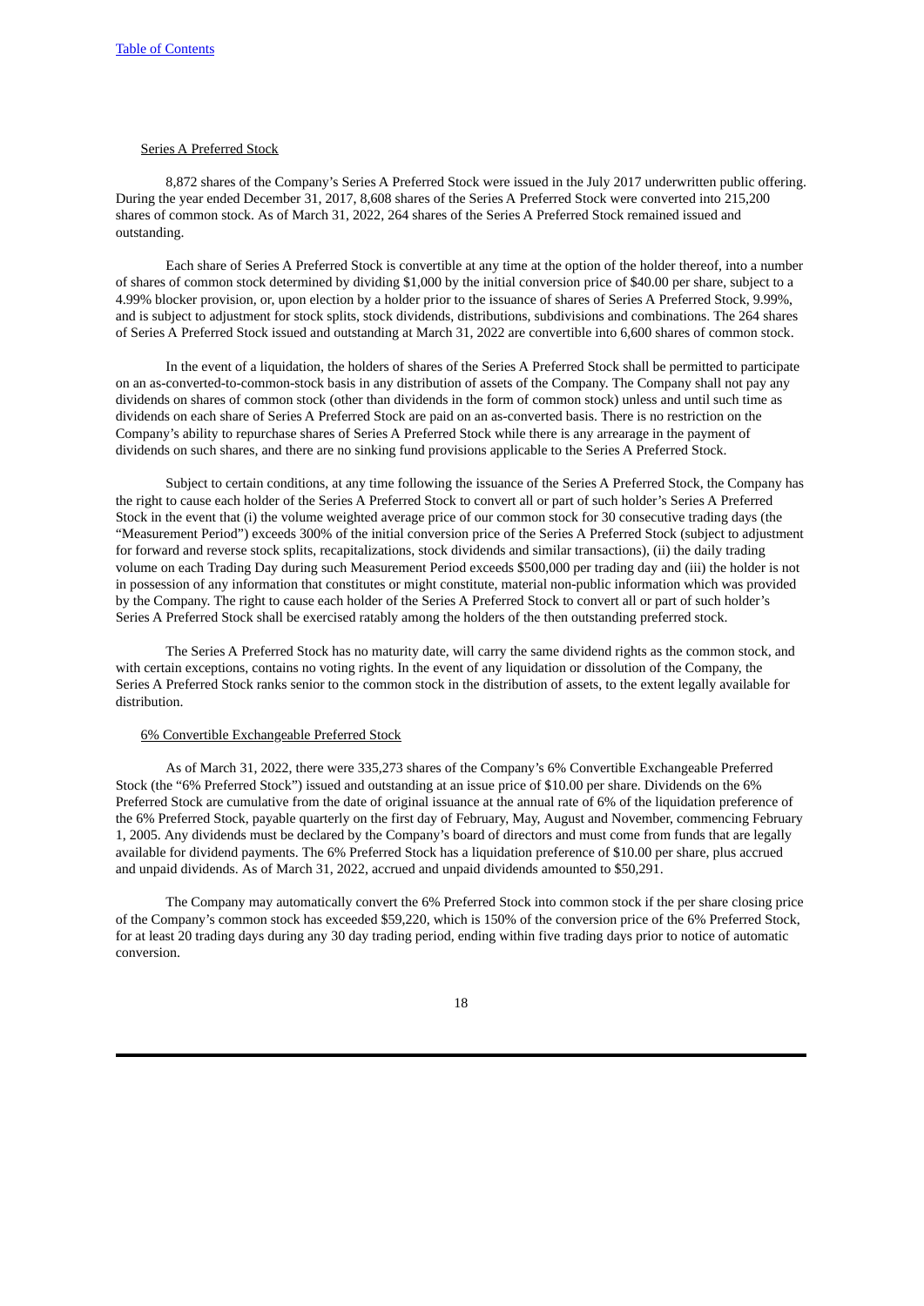Series A Preferred Stock

8,872 shares of the Company's Series A Preferred Stock were issued in the July 2017 underwritten public offering. During the year ended December 31, 2017, 8,608 shares of the Series A Preferred Stock were converted into 215,200 shares of common stock. As of March 31, 2022, 264 shares of the Series A Preferred Stock remained issued and outstanding.

Each share of Series A Preferred Stock is convertible at any time at the option of the holder thereof, into a number of shares of common stock determined by dividing $1,000 by the initial conversion price of $40.00 per share, subject to a 4.99% blocker provision, or, upon election by a holder prior to the issuance of shares of Series A Preferred Stock, 9.99%, and is subject to adjustment for stock splits, stock dividends, distributions, subdivisions and combinations. The 264 shares of Series A Preferred Stock issued and outstanding at March 31, 2022 are convertible into 6,600 shares of common stock.

In the event of a liquidation, the holders of shares of the Series A Preferred Stock shall be permitted to participate on an as-converted-to-common-stock basis in any distribution of assets of the Company. The Company shall not pay any dividends on shares of common stock (other than dividends in the form of common stock) unless and until such time as dividends on each share of Series A Preferred Stock are paid on an as-converted basis. There is no restriction on the Company's ability to repurchase shares of Series A Preferred Stock while there is any arrearage in the payment of dividends on such shares, and there are no sinking fund provisions applicable to the Series A Preferred Stock.

Subject to certain conditions, at any time following the issuance of the Series A Preferred Stock, the Company has the right to cause each holder of the Series A Preferred Stock to convert all or part of such holder's Series A Preferred Stock in the event that (i) the volume weighted average price of our common stock for 30 consecutive trading days (the "Measurement Period") exceeds 300% of the initial conversion price of the Series A Preferred Stock (subject to adjustment for forward and reverse stock splits, recapitalizations, stock dividends and similar transactions), (ii) the daily trading volume on each Trading Day during such Measurement Period exceeds $500,000 per trading day and (iii) the holder is not in possession of any information that constitutes or might constitute, material non-public information which was provided by the Company. The right to cause each holder of the Series A Preferred Stock to convert all or part of such holder's Series A Preferred Stock shall be exercised ratably among the holders of the then outstanding preferred stock.

The Series A Preferred Stock has no maturity date, will carry the same dividend rights as the common stock, and with certain exceptions, contains no voting rights. In the event of any liquidation or dissolution of the Company, the Series A Preferred Stock ranks senior to the common stock in the distribution of assets, to the extent legally available for distribution.

6% Convertible Exchangeable Preferred Stock

As of March 31, 2022, there were 335,273 shares of the Company's 6% Convertible Exchangeable Preferred Stock (the "6% Preferred Stock") issued and outstanding at an issue price of $10.00 per share. Dividends on the 6% Preferred Stock are cumulative from the date of original issuance at the annual rate of 6% of the liquidation preference of the 6% Preferred Stock, payable quarterly on the first day of February, May, August and November, commencing February 1, 2005. Any dividends must be declared by the Company's board of directors and must come from funds that are legally available for dividend payments. The 6% Preferred Stock has a liquidation preference of $10.00 per share, plus accrued and unpaid dividends. As of March 31, 2022, accrued and unpaid dividends amounted to $50,291.

The Company may automatically convert the 6% Preferred Stock into common stock if the per share closing price of the Company's common stock has exceeded $59,220, which is 150% of the conversion price of the 6% Preferred Stock, for at least 20 trading days during any 30 day trading period, ending within five trading days prior to notice of automatic conversion.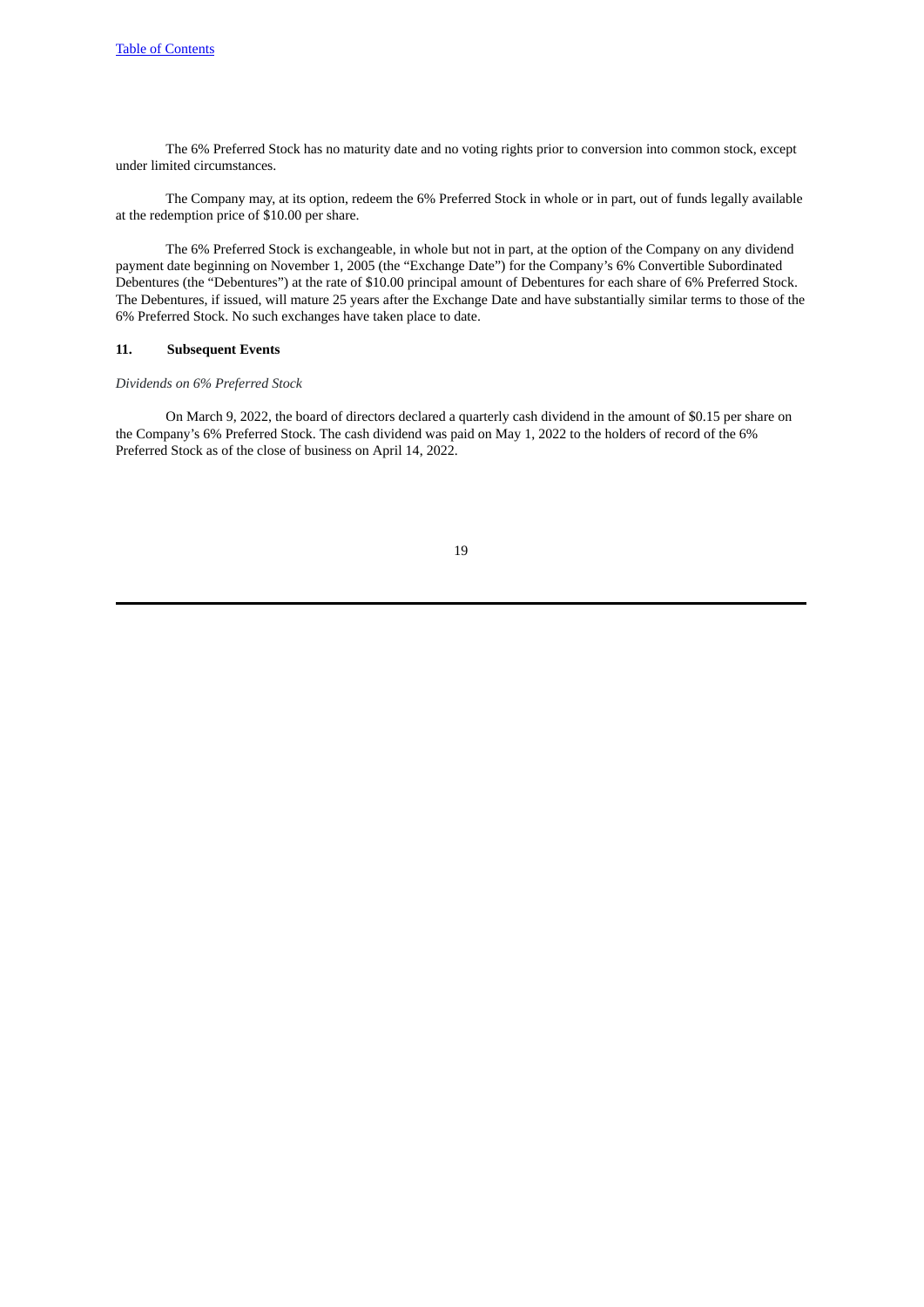The 6% Preferred Stock has no maturity date and no voting rights prior to conversion into common stock, except under limited circumstances.

The Company may, at its option, redeem the 6% Preferred Stock in whole or in part, out of funds legally available at the redemption price of $10.00 per share.

The 6% Preferred Stock is exchangeable, in whole but not in part, at the option of the Company on any dividend payment date beginning on November 1, 2005 (the "Exchange Date") for the Company's 6% Convertible Subordinated Debentures (the "Debentures") at the rate of $10.00 principal amount of Debentures for each share of 6% Preferred Stock. The Debentures, if issued, will mature 25 years after the Exchange Date and have substantially similar terms to those of the 6% Preferred Stock. No such exchanges have taken place to date.

### 11. Subsequent Events

*Dividends on 6% Preferred Stock*

On March 9, 2022, the board of directors declared a quarterly cash dividend in the amount of $0.15 per share on the Company's 6% Preferred Stock. The cash dividend was paid on May 1, 2022 to the holders of record of the 6% Preferred Stock as of the close of business on April 14, 2022.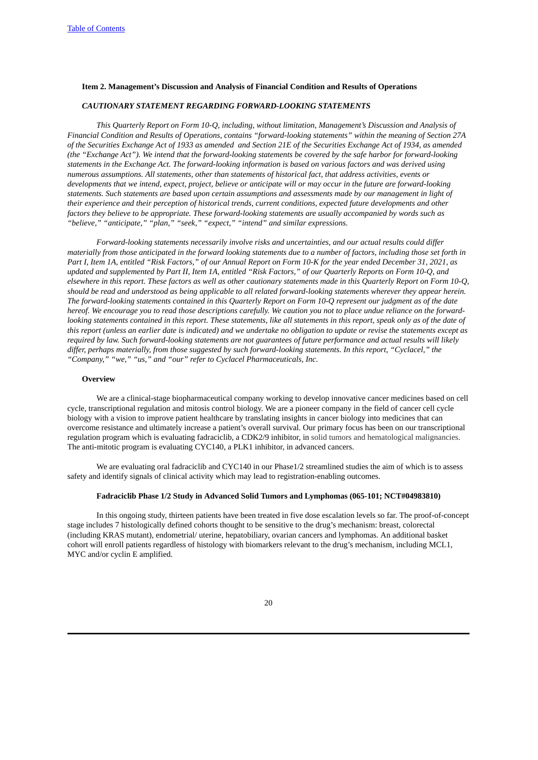[Table of Contents](#)

### Item 2. Management's Discussion and Analysis of Financial Condition and Results of Operations

#### *CAUTIONARY STATEMENT REGARDING FORWARD-LOOKING STATEMENTS*

*This Quarterly Report on Form 10-Q, including, without limitation, Management's Discussion and Analysis of Financial Condition and Results of Operations, contains "forward-looking statements" within the meaning of Section 27A of the Securities Exchange Act of 1933 as amended and Section 21E of the Securities Exchange Act of 1934, as amended (the "Exchange Act"). We intend that the forward-looking statements be covered by the safe harbor for forward-looking statements in the Exchange Act. The forward-looking information is based on various factors and was derived using numerous assumptions. All statements, other than statements of historical fact, that address activities, events or developments that we intend, expect, project, believe or anticipate will or may occur in the future are forward-looking statements. Such statements are based upon certain assumptions and assessments made by our management in light of their experience and their perception of historical trends, current conditions, expected future developments and other factors they believe to be appropriate. These forward-looking statements are usually accompanied by words such as "believe," "anticipate," "plan," "seek," "expect," "intend" and similar expressions.*

*Forward-looking statements necessarily involve risks and uncertainties, and our actual results could differ materially from those anticipated in the forward looking statements due to a number of factors, including those set forth in Part I, Item 1A, entitled "Risk Factors," of our Annual Report on Form 10-K for the year ended December 31, 2021, as updated and supplemented by Part II, Item 1A, entitled "Risk Factors," of our Quarterly Reports on Form 10-Q, and elsewhere in this report. These factors as well as other cautionary statements made in this Quarterly Report on Form 10-Q, should be read and understood as being applicable to all related forward-looking statements wherever they appear herein. The forward-looking statements contained in this Quarterly Report on Form 10-Q represent our judgment as of the date hereof. We encourage you to read those descriptions carefully. We caution you not to place undue reliance on the forward-looking statements contained in this report. These statements, like all statements in this report, speak only as of the date of this report (unless an earlier date is indicated) and we undertake no obligation to update or revise the statements except as required by law. Such forward-looking statements are not guarantees of future performance and actual results will likely differ, perhaps materially, from those suggested by such forward-looking statements. In this report, "Cyclacel," the "Company," "we," "us," and "our" refer to Cyclacel Pharmaceuticals, Inc.*

#### Overview

We are a clinical-stage biopharmaceutical company working to develop innovative cancer medicines based on cell cycle, transcriptional regulation and mitosis control biology. We are a pioneer company in the field of cancer cell cycle biology with a vision to improve patient healthcare by translating insights in cancer biology into medicines that can overcome resistance and ultimately increase a patient's overall survival. Our primary focus has been on our transcriptional regulation program which is evaluating fadraciclib, a CDK2/9 inhibitor, in solid tumors and hematological malignancies. The anti-mitotic program is evaluating CYC140, a PLK1 inhibitor, in advanced cancers.

We are evaluating oral fadraciclib and CYC140 in our Phase1/2 streamlined studies the aim of which is to assess safety and identify signals of clinical activity which may lead to registration-enabling outcomes.

#### Fadraciclib Phase 1/2 Study in Advanced Solid Tumors and Lymphomas (065-101; NCT#04983810)

In this ongoing study, thirteen patients have been treated in five dose escalation levels so far. The proof-of-concept stage includes 7 histologically defined cohorts thought to be sensitive to the drug's mechanism: breast, colorectal (including KRAS mutant), endometrial/ uterine, hepatobiliary, ovarian cancers and lymphomas. An additional basket cohort will enroll patients regardless of histology with biomarkers relevant to the drug's mechanism, including MCL1, MYC and/or cyclin E amplified.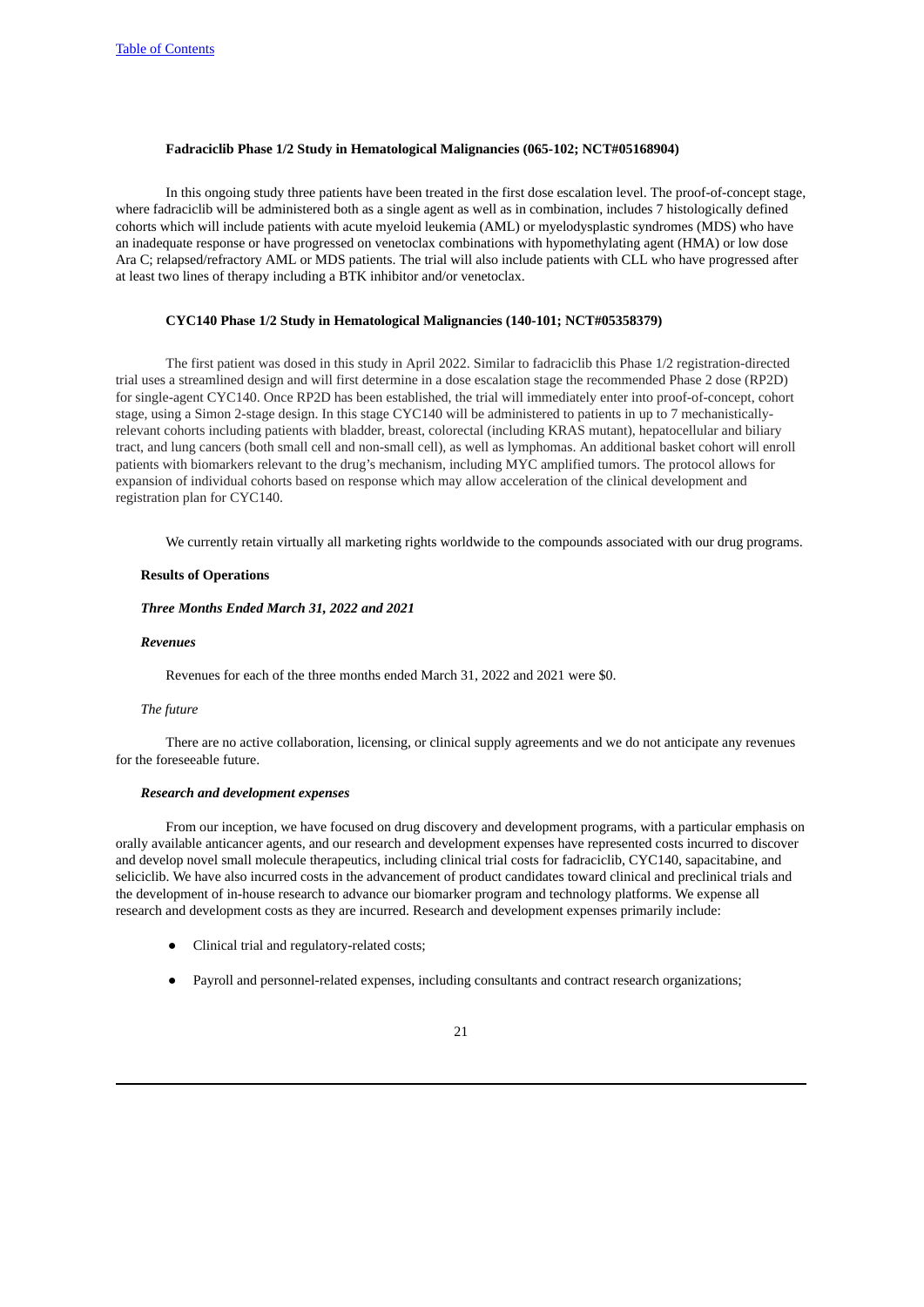**Fadraciclib Phase 1/2 Study in Hematological Malignancies (065-102; NCT#05168904)**

In this ongoing study three patients have been treated in the first dose escalation level. The proof-of-concept stage, where fadraciclib will be administered both as a single agent as well as in combination, includes 7 histologically defined cohorts which will include patients with acute myeloid leukemia (AML) or myelodysplastic syndromes (MDS) who have an inadequate response or have progressed on venetoclax combinations with hypomethylating agent (HMA) or low dose Ara C; relapsed/refractory AML or MDS patients. The trial will also include patients with CLL who have progressed after at least two lines of therapy including a BTK inhibitor and/or venetoclax.

**CYC140 Phase 1/2 Study in Hematological Malignancies (140-101; NCT#05358379)**

The first patient was dosed in this study in April 2022. Similar to fadraciclib this Phase 1/2 registration-directed trial uses a streamlined design and will first determine in a dose escalation stage the recommended Phase 2 dose (RP2D) for single-agent CYC140. Once RP2D has been established, the trial will immediately enter into proof-of-concept, cohort stage, using a Simon 2-stage design. In this stage CYC140 will be administered to patients in up to 7 mechanistically-relevant cohorts including patients with bladder, breast, colorectal (including KRAS mutant), hepatocellular and biliary tract, and lung cancers (both small cell and non-small cell), as well as lymphomas. An additional basket cohort will enroll patients with biomarkers relevant to the drug's mechanism, including MYC amplified tumors. The protocol allows for expansion of individual cohorts based on response which may allow acceleration of the clinical development and registration plan for CYC140.

We currently retain virtually all marketing rights worldwide to the compounds associated with our drug programs.

**Results of Operations**

***Three Months Ended March 31, 2022 and 2021***

***Revenues***

Revenues for each of the three months ended March 31, 2022 and 2021 were $0.

*The future*

There are no active collaboration, licensing, or clinical supply agreements and we do not anticipate any revenues for the foreseeable future.

***Research and development expenses***

From our inception, we have focused on drug discovery and development programs, with a particular emphasis on orally available anticancer agents, and our research and development expenses have represented costs incurred to discover and develop novel small molecule therapeutics, including clinical trial costs for fadraciclib, CYC140, sapacitabine, and seliciclib. We have also incurred costs in the advancement of product candidates toward clinical and preclinical trials and the development of in-house research to advance our biomarker program and technology platforms. We expense all research and development costs as they are incurred. Research and development expenses primarily include:

- Clinical trial and regulatory-related costs;
- Payroll and personnel-related expenses, including consultants and contract research organizations;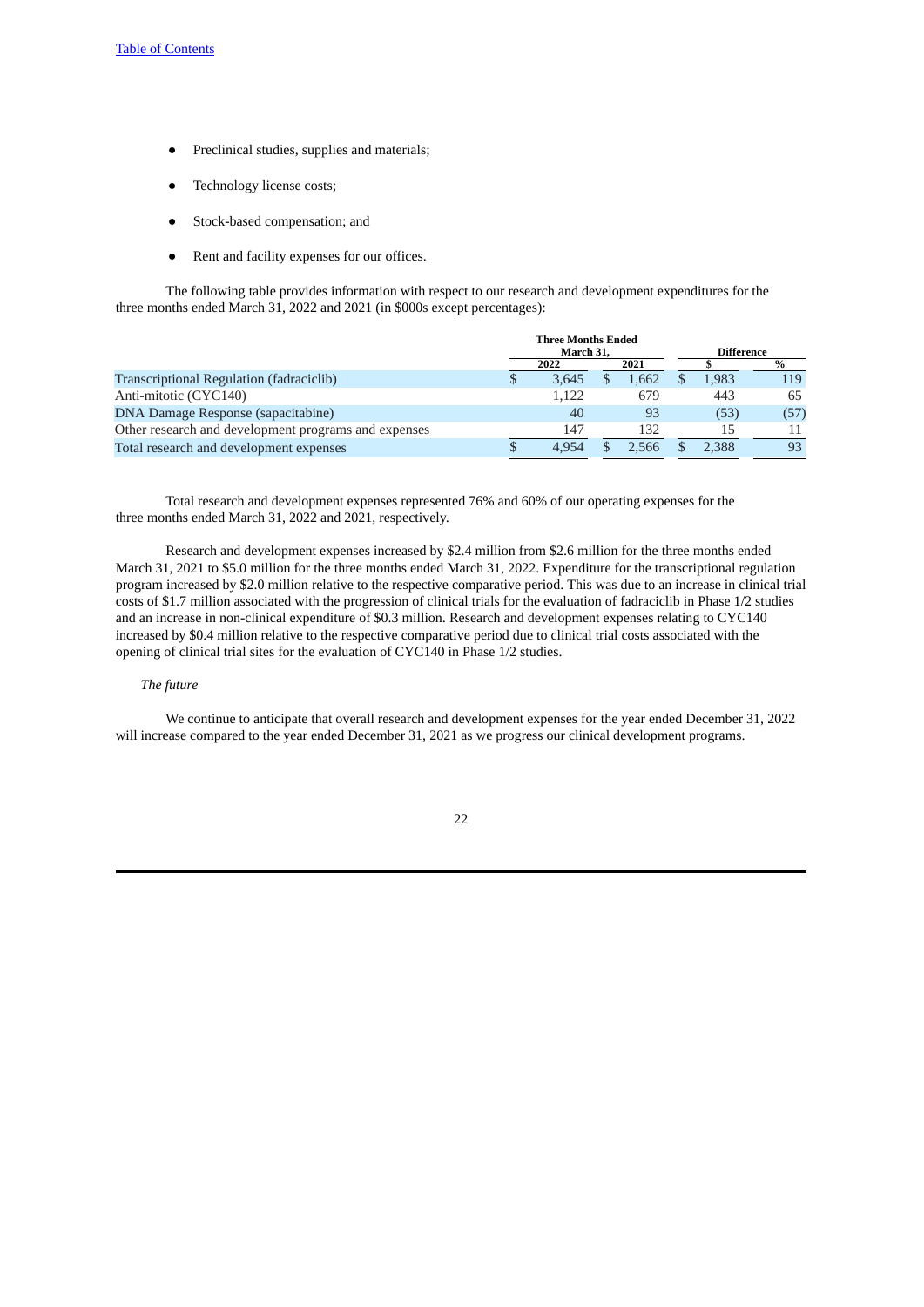- Preclinical studies, supplies and materials;
- Technology license costs;
- Stock-based compensation; and
- Rent and facility expenses for our offices.

The following table provides information with respect to our research and development expenditures for the three months ended March 31, 2022 and 2021 (in $000s except percentages):

| | Three Months Ended March 31, | | Difference | |
|---|---|---|---|---|
| | 2022 | 2021 | $ | % |
| Transcriptional Regulation (fadraciclib) | $ 3,645 | $ 1,662 | $ 1,983 | 119 |
| Anti-mitotic (CYC140) | 1,122 | 679 | 443 | 65 |
| DNA Damage Response (sapacitabine) | 40 | 93 | (53) | (57) |
| Other research and development programs and expenses | 147 | 132 | 15 | 11 |
| Total research and development expenses | $ 4,954 | $ 2,566 | $ 2,388 | 93 |

Total research and development expenses represented 76% and 60% of our operating expenses for the three months ended March 31, 2022 and 2021, respectively.

Research and development expenses increased by $2.4 million from $2.6 million for the three months ended March 31, 2021 to $5.0 million for the three months ended March 31, 2022. Expenditure for the transcriptional regulation program increased by $2.0 million relative to the respective comparative period. This was due to an increase in clinical trial costs of $1.7 million associated with the progression of clinical trials for the evaluation of fadraciclib in Phase 1/2 studies and an increase in non-clinical expenditure of $0.3 million. Research and development expenses relating to CYC140 increased by $0.4 million relative to the respective comparative period due to clinical trial costs associated with the opening of clinical trial sites for the evaluation of CYC140 in Phase 1/2 studies.

*The future*

We continue to anticipate that overall research and development expenses for the year ended December 31, 2022 will increase compared to the year ended December 31, 2021 as we progress our clinical development programs.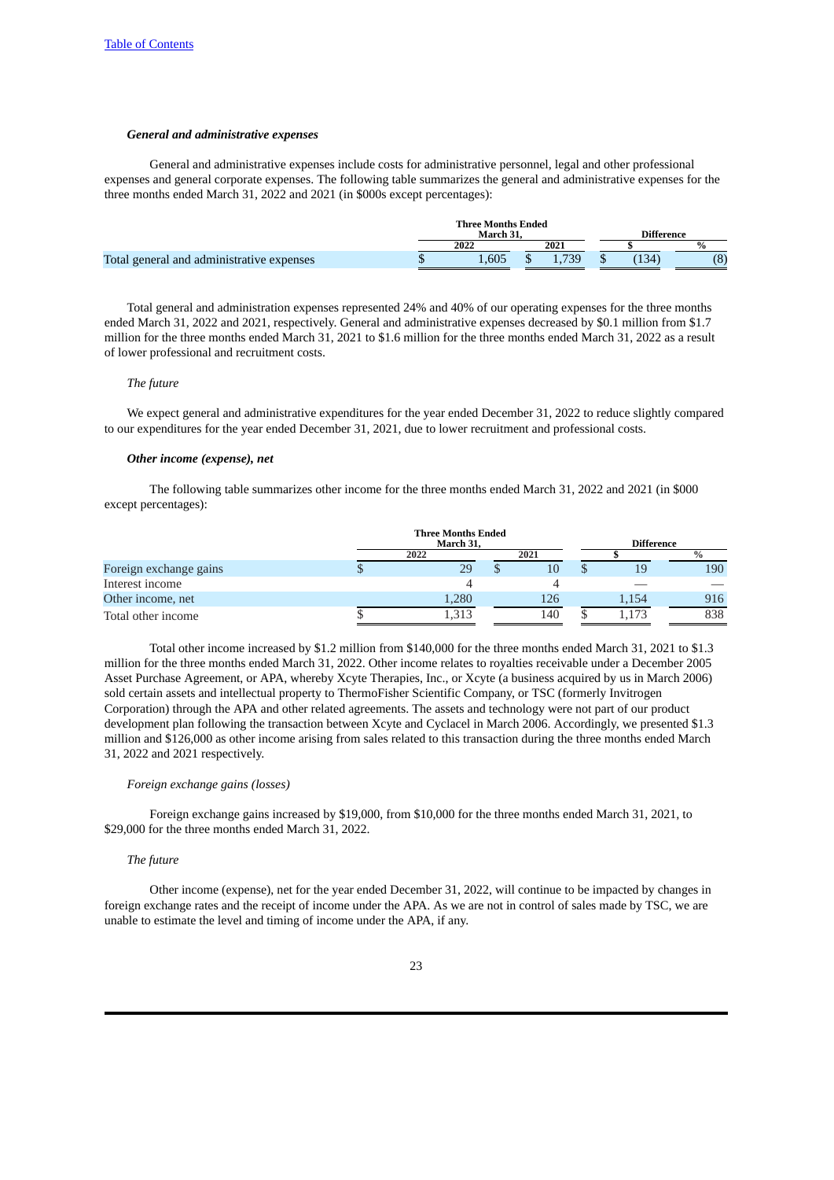[Table of Contents](#)

***General and administrative expenses***

General and administrative expenses include costs for administrative personnel, legal and other professional expenses and general corporate expenses. The following table summarizes the general and administrative expenses for the three months ended March 31, 2022 and 2021 (in $000s except percentages):

| | Three Months Ended March 31, | | Difference | |
|---|---|---|---|---|
| | 2022 | 2021 | $ | % |
| Total general and administrative expenses | $ 1,605 | $ 1,739 | $ (134) | (8) |

Total general and administration expenses represented 24% and 40% of our operating expenses for the three months ended March 31, 2022 and 2021, respectively. General and administrative expenses decreased by $0.1 million from $1.7 million for the three months ended March 31, 2021 to $1.6 million for the three months ended March 31, 2022 as a result of lower professional and recruitment costs.

*The future*

We expect general and administrative expenditures for the year ended December 31, 2022 to reduce slightly compared to our expenditures for the year ended December 31, 2021, due to lower recruitment and professional costs.

***Other income (expense), net***

The following table summarizes other income for the three months ended March 31, 2022 and 2021 (in $000 except percentages):

| | Three Months Ended March 31, | | Difference | |
|---|---|---|---|---|
| | 2022 | 2021 | $ | % |
| Foreign exchange gains | $ 29 | $ 10 | $ 19 | 190 |
| Interest income | 4 | 4 | — | — |
| Other income, net | 1,280 | 126 | 1,154 | 916 |
| Total other income | $ 1,313 | 140 | $ 1,173 | 838 |

Total other income increased by $1.2 million from $140,000 for the three months ended March 31, 2021 to $1.3 million for the three months ended March 31, 2022. Other income relates to royalties receivable under a December 2005 Asset Purchase Agreement, or APA, whereby Xcyte Therapies, Inc., or Xcyte (a business acquired by us in March 2006) sold certain assets and intellectual property to ThermoFisher Scientific Company, or TSC (formerly Invitrogen Corporation) through the APA and other related agreements. The assets and technology were not part of our product development plan following the transaction between Xcyte and Cyclacel in March 2006. Accordingly, we presented $1.3 million and $126,000 as other income arising from sales related to this transaction during the three months ended March 31, 2022 and 2021 respectively.

*Foreign exchange gains (losses)*

Foreign exchange gains increased by $19,000, from $10,000 for the three months ended March 31, 2021, to $29,000 for the three months ended March 31, 2022.

*The future*

Other income (expense), net for the year ended December 31, 2022, will continue to be impacted by changes in foreign exchange rates and the receipt of income under the APA. As we are not in control of sales made by TSC, we are unable to estimate the level and timing of income under the APA, if any.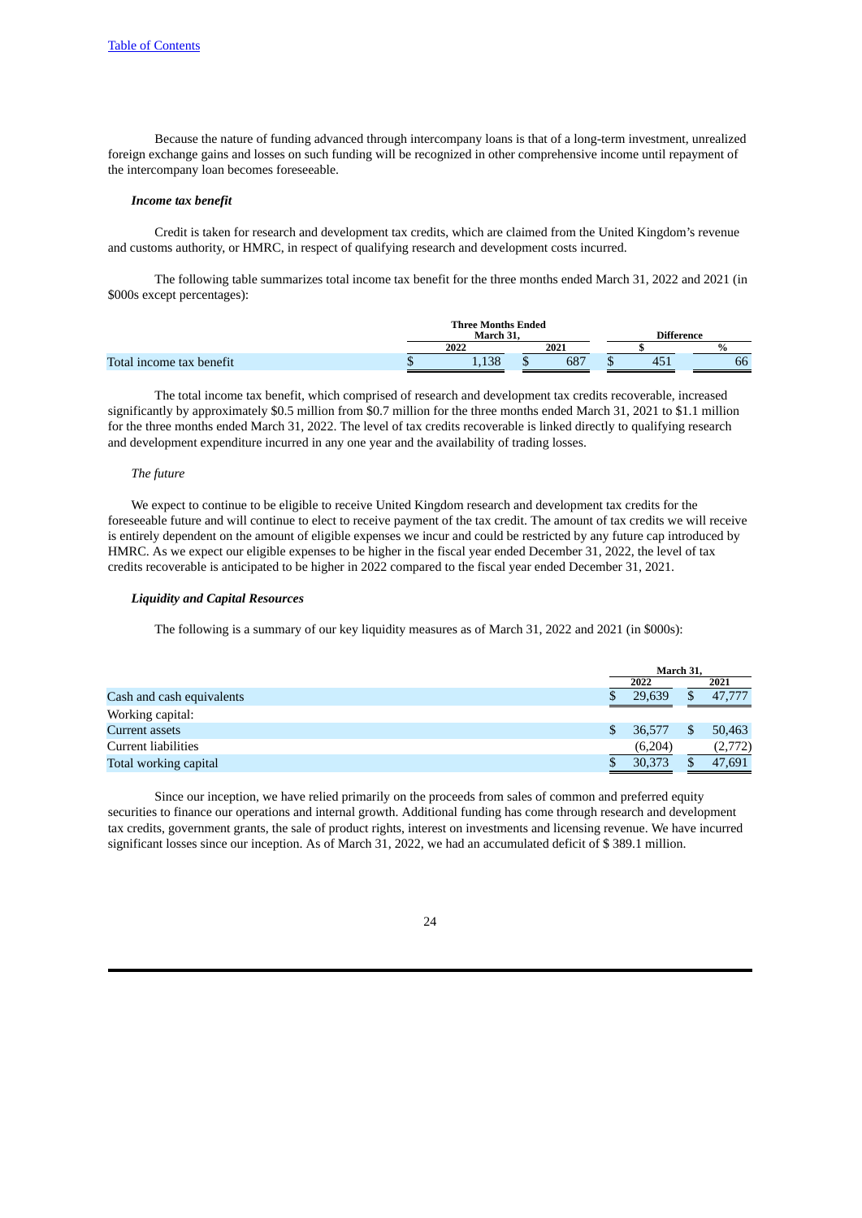Because the nature of funding advanced through intercompany loans is that of a long-term investment, unrealized foreign exchange gains and losses on such funding will be recognized in other comprehensive income until repayment of the intercompany loan becomes foreseeable.

***Income tax benefit***

Credit is taken for research and development tax credits, which are claimed from the United Kingdom's revenue and customs authority, or HMRC, in respect of qualifying research and development costs incurred.

The following table summarizes total income tax benefit for the three months ended March 31, 2022 and 2021 (in $000s except percentages):

| | Three Months Ended March 31, | | Difference | |
|---|---|---|---|---|
| | 2022 | 2021 | $ | % |
| Total income tax benefit | $ 1,138 | $ 687 | $ 451 | 66 |

The total income tax benefit, which comprised of research and development tax credits recoverable, increased significantly by approximately $0.5 million from $0.7 million for the three months ended March 31, 2021 to $1.1 million for the three months ended March 31, 2022. The level of tax credits recoverable is linked directly to qualifying research and development expenditure incurred in any one year and the availability of trading losses.

*The future*

We expect to continue to be eligible to receive United Kingdom research and development tax credits for the foreseeable future and will continue to elect to receive payment of the tax credit. The amount of tax credits we will receive is entirely dependent on the amount of eligible expenses we incur and could be restricted by any future cap introduced by HMRC. As we expect our eligible expenses to be higher in the fiscal year ended December 31, 2022, the level of tax credits recoverable is anticipated to be higher in 2022 compared to the fiscal year ended December 31, 2021.

***Liquidity and Capital Resources***

The following is a summary of our key liquidity measures as of March 31, 2022 and 2021 (in $000s):

| | March 31, | |
|---|---|---|
| | 2022 | 2021 |
| Cash and cash equivalents | $ 29,639 | $ 47,777 |
| Working capital: | | |
| Current assets | $ 36,577 | $ 50,463 |
| Current liabilities | (6,204) | (2,772) |
| Total working capital | $ 30,373 | $ 47,691 |

Since our inception, we have relied primarily on the proceeds from sales of common and preferred equity securities to finance our operations and internal growth. Additional funding has come through research and development tax credits, government grants, the sale of product rights, interest on investments and licensing revenue. We have incurred significant losses since our inception. As of March 31, 2022, we had an accumulated deficit of $ 389.1 million.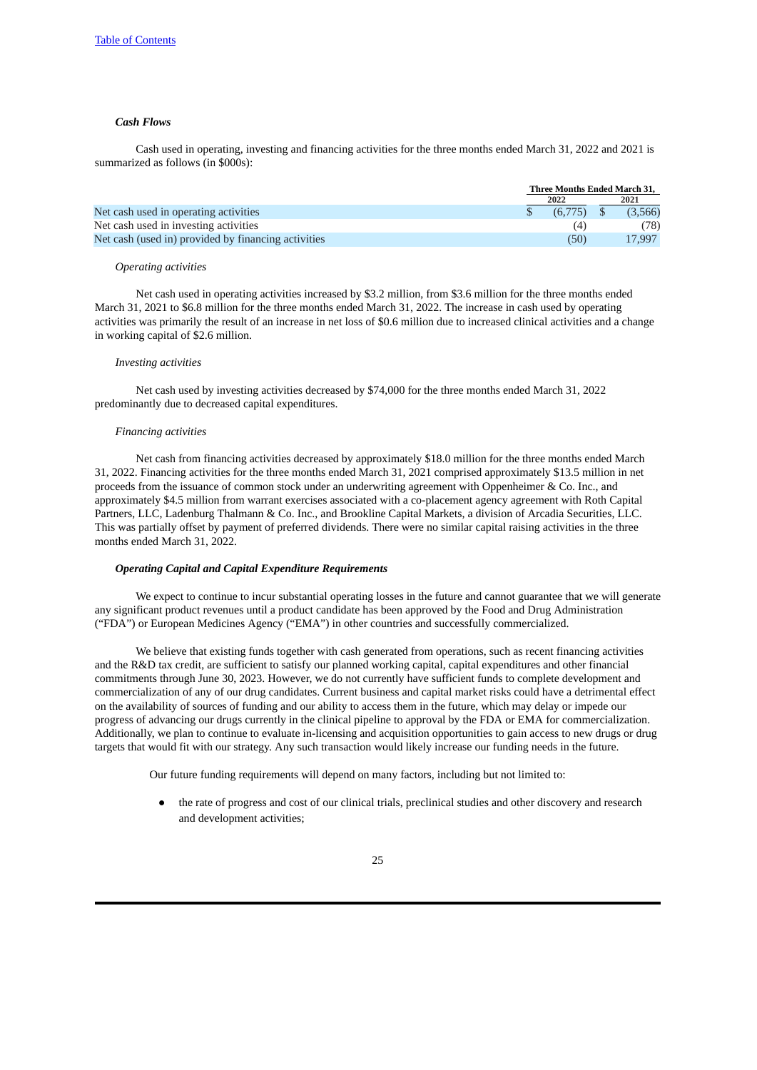[Table of Contents](#)

### *Cash Flows*

Cash used in operating, investing and financing activities for the three months ended March 31, 2022 and 2021 is summarized as follows (in $000s):

| | Three Months Ended March 31, | |
|---|---|---|
| | 2022 | 2021 |
| Net cash used in operating activities | $ (6,775) | $ (3,566) |
| Net cash used in investing activities | (4) | (78) |
| Net cash (used in) provided by financing activities | (50) | 17,997 |

*Operating activities*

Net cash used in operating activities increased by $3.2 million, from $3.6 million for the three months ended March 31, 2021 to $6.8 million for the three months ended March 31, 2022. The increase in cash used by operating activities was primarily the result of an increase in net loss of $0.6 million due to increased clinical activities and a change in working capital of $2.6 million.

*Investing activities*

Net cash used by investing activities decreased by $74,000 for the three months ended March 31, 2022 predominantly due to decreased capital expenditures.

*Financing activities*

Net cash from financing activities decreased by approximately $18.0 million for the three months ended March 31, 2022. Financing activities for the three months ended March 31, 2021 comprised approximately $13.5 million in net proceeds from the issuance of common stock under an underwriting agreement with Oppenheimer & Co. Inc., and approximately $4.5 million from warrant exercises associated with a co-placement agency agreement with Roth Capital Partners, LLC, Ladenburg Thalmann & Co. Inc., and Brookline Capital Markets, a division of Arcadia Securities, LLC. This was partially offset by payment of preferred dividends. There were no similar capital raising activities in the three months ended March 31, 2022.

### *Operating Capital and Capital Expenditure Requirements*

We expect to continue to incur substantial operating losses in the future and cannot guarantee that we will generate any significant product revenues until a product candidate has been approved by the Food and Drug Administration ("FDA") or European Medicines Agency ("EMA") in other countries and successfully commercialized.

We believe that existing funds together with cash generated from operations, such as recent financing activities and the R&D tax credit, are sufficient to satisfy our planned working capital, capital expenditures and other financial commitments through June 30, 2023. However, we do not currently have sufficient funds to complete development and commercialization of any of our drug candidates. Current business and capital market risks could have a detrimental effect on the availability of sources of funding and our ability to access them in the future, which may delay or impede our progress of advancing our drugs currently in the clinical pipeline to approval by the FDA or EMA for commercialization. Additionally, we plan to continue to evaluate in-licensing and acquisition opportunities to gain access to new drugs or drug targets that would fit with our strategy. Any such transaction would likely increase our funding needs in the future.

Our future funding requirements will depend on many factors, including but not limited to:

- the rate of progress and cost of our clinical trials, preclinical studies and other discovery and research and development activities;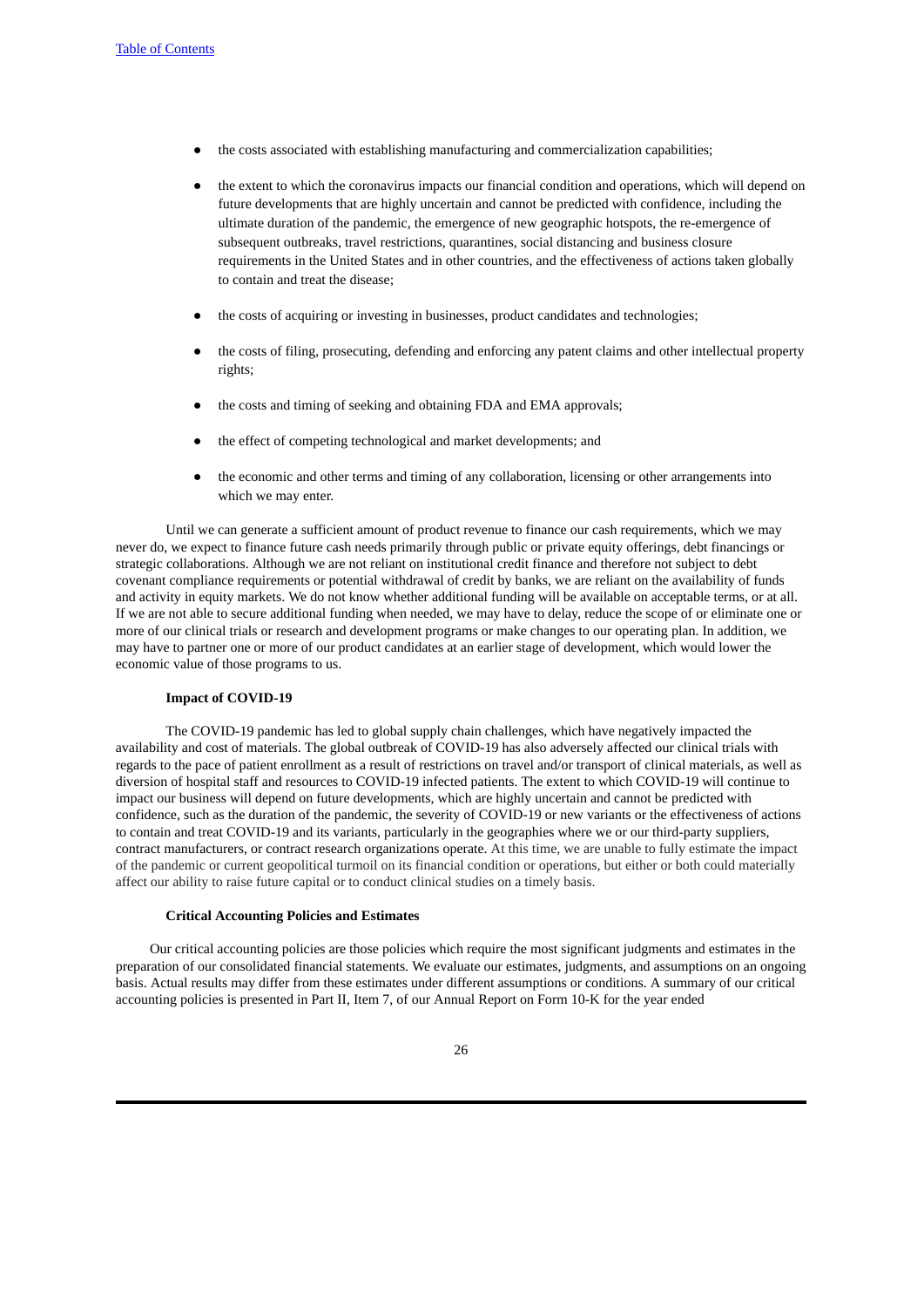- the costs associated with establishing manufacturing and commercialization capabilities;
- the extent to which the coronavirus impacts our financial condition and operations, which will depend on future developments that are highly uncertain and cannot be predicted with confidence, including the ultimate duration of the pandemic, the emergence of new geographic hotspots, the re-emergence of subsequent outbreaks, travel restrictions, quarantines, social distancing and business closure requirements in the United States and in other countries, and the effectiveness of actions taken globally to contain and treat the disease;
- the costs of acquiring or investing in businesses, product candidates and technologies;
- the costs of filing, prosecuting, defending and enforcing any patent claims and other intellectual property rights;
- the costs and timing of seeking and obtaining FDA and EMA approvals;
- the effect of competing technological and market developments; and
- the economic and other terms and timing of any collaboration, licensing or other arrangements into which we may enter.

Until we can generate a sufficient amount of product revenue to finance our cash requirements, which we may never do, we expect to finance future cash needs primarily through public or private equity offerings, debt financings or strategic collaborations. Although we are not reliant on institutional credit finance and therefore not subject to debt covenant compliance requirements or potential withdrawal of credit by banks, we are reliant on the availability of funds and activity in equity markets. We do not know whether additional funding will be available on acceptable terms, or at all. If we are not able to secure additional funding when needed, we may have to delay, reduce the scope of or eliminate one or more of our clinical trials or research and development programs or make changes to our operating plan. In addition, we may have to partner one or more of our product candidates at an earlier stage of development, which would lower the economic value of those programs to us.

**Impact of COVID-19**

The COVID-19 pandemic has led to global supply chain challenges, which have negatively impacted the availability and cost of materials. The global outbreak of COVID-19 has also adversely affected our clinical trials with regards to the pace of patient enrollment as a result of restrictions on travel and/or transport of clinical materials, as well as diversion of hospital staff and resources to COVID-19 infected patients. The extent to which COVID-19 will continue to impact our business will depend on future developments, which are highly uncertain and cannot be predicted with confidence, such as the duration of the pandemic, the severity of COVID-19 or new variants or the effectiveness of actions to contain and treat COVID-19 and its variants, particularly in the geographies where we or our third-party suppliers, contract manufacturers, or contract research organizations operate. At this time, we are unable to fully estimate the impact of the pandemic or current geopolitical turmoil on its financial condition or operations, but either or both could materially affect our ability to raise future capital or to conduct clinical studies on a timely basis.

**Critical Accounting Policies and Estimates**

Our critical accounting policies are those policies which require the most significant judgments and estimates in the preparation of our consolidated financial statements. We evaluate our estimates, judgments, and assumptions on an ongoing basis. Actual results may differ from these estimates under different assumptions or conditions. A summary of our critical accounting policies is presented in Part II, Item 7, of our Annual Report on Form 10-K for the year ended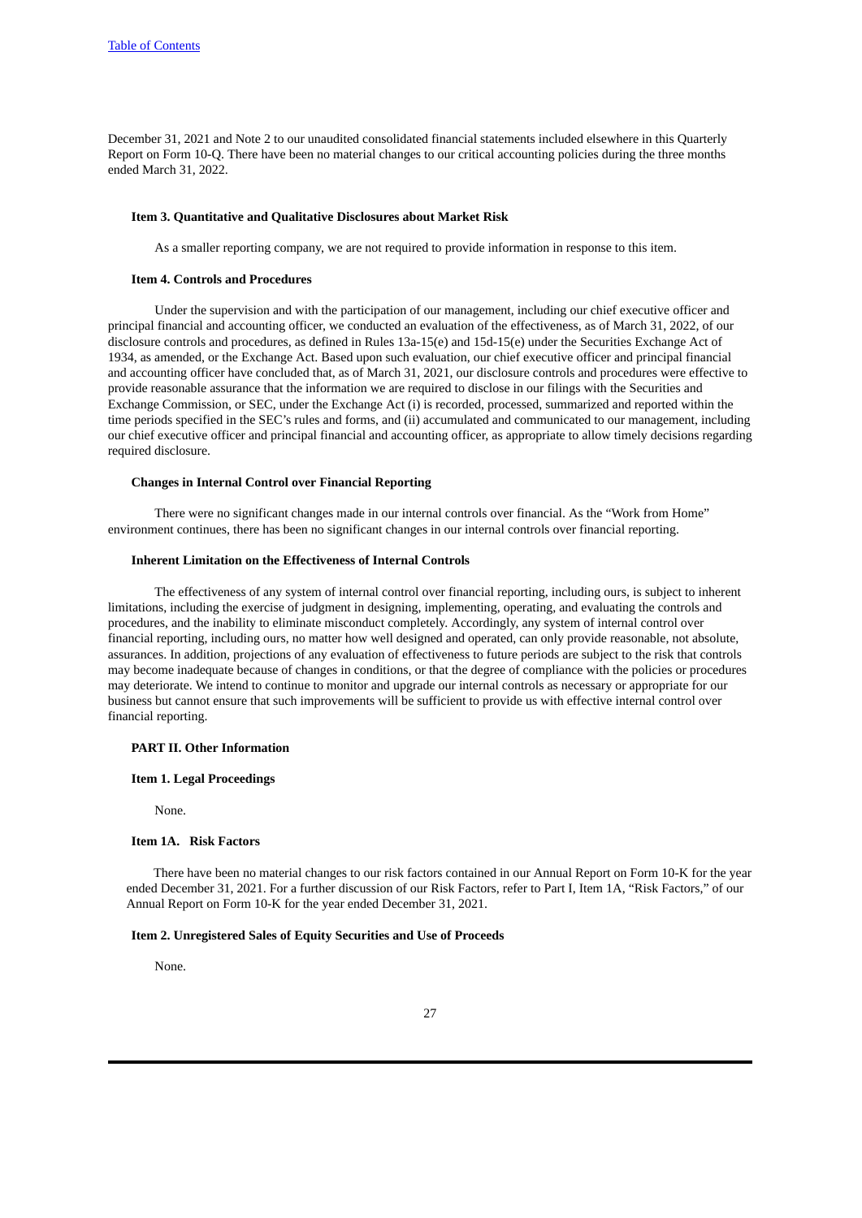December 31, 2021 and Note 2 to our unaudited consolidated financial statements included elsewhere in this Quarterly Report on Form 10-Q. There have been no material changes to our critical accounting policies during the three months ended March 31, 2022.

### Item 3. Quantitative and Qualitative Disclosures about Market Risk

As a smaller reporting company, we are not required to provide information in response to this item.

### Item 4. Controls and Procedures

Under the supervision and with the participation of our management, including our chief executive officer and principal financial and accounting officer, we conducted an evaluation of the effectiveness, as of March 31, 2022, of our disclosure controls and procedures, as defined in Rules 13a-15(e) and 15d-15(e) under the Securities Exchange Act of 1934, as amended, or the Exchange Act. Based upon such evaluation, our chief executive officer and principal financial and accounting officer have concluded that, as of March 31, 2021, our disclosure controls and procedures were effective to provide reasonable assurance that the information we are required to disclose in our filings with the Securities and Exchange Commission, or SEC, under the Exchange Act (i) is recorded, processed, summarized and reported within the time periods specified in the SEC's rules and forms, and (ii) accumulated and communicated to our management, including our chief executive officer and principal financial and accounting officer, as appropriate to allow timely decisions regarding required disclosure.

### Changes in Internal Control over Financial Reporting

There were no significant changes made in our internal controls over financial. As the "Work from Home" environment continues, there has been no significant changes in our internal controls over financial reporting.

### Inherent Limitation on the Effectiveness of Internal Controls

The effectiveness of any system of internal control over financial reporting, including ours, is subject to inherent limitations, including the exercise of judgment in designing, implementing, operating, and evaluating the controls and procedures, and the inability to eliminate misconduct completely. Accordingly, any system of internal control over financial reporting, including ours, no matter how well designed and operated, can only provide reasonable, not absolute, assurances. In addition, projections of any evaluation of effectiveness to future periods are subject to the risk that controls may become inadequate because of changes in conditions, or that the degree of compliance with the policies or procedures may deteriorate. We intend to continue to monitor and upgrade our internal controls as necessary or appropriate for our business but cannot ensure that such improvements will be sufficient to provide us with effective internal control over financial reporting.

## PART II. Other Information

### Item 1. Legal Proceedings

None.

### Item 1A. Risk Factors

There have been no material changes to our risk factors contained in our Annual Report on Form 10-K for the year ended December 31, 2021. For a further discussion of our Risk Factors, refer to Part I, Item 1A, "Risk Factors," of our Annual Report on Form 10-K for the year ended December 31, 2021.

### Item 2. Unregistered Sales of Equity Securities and Use of Proceeds

None.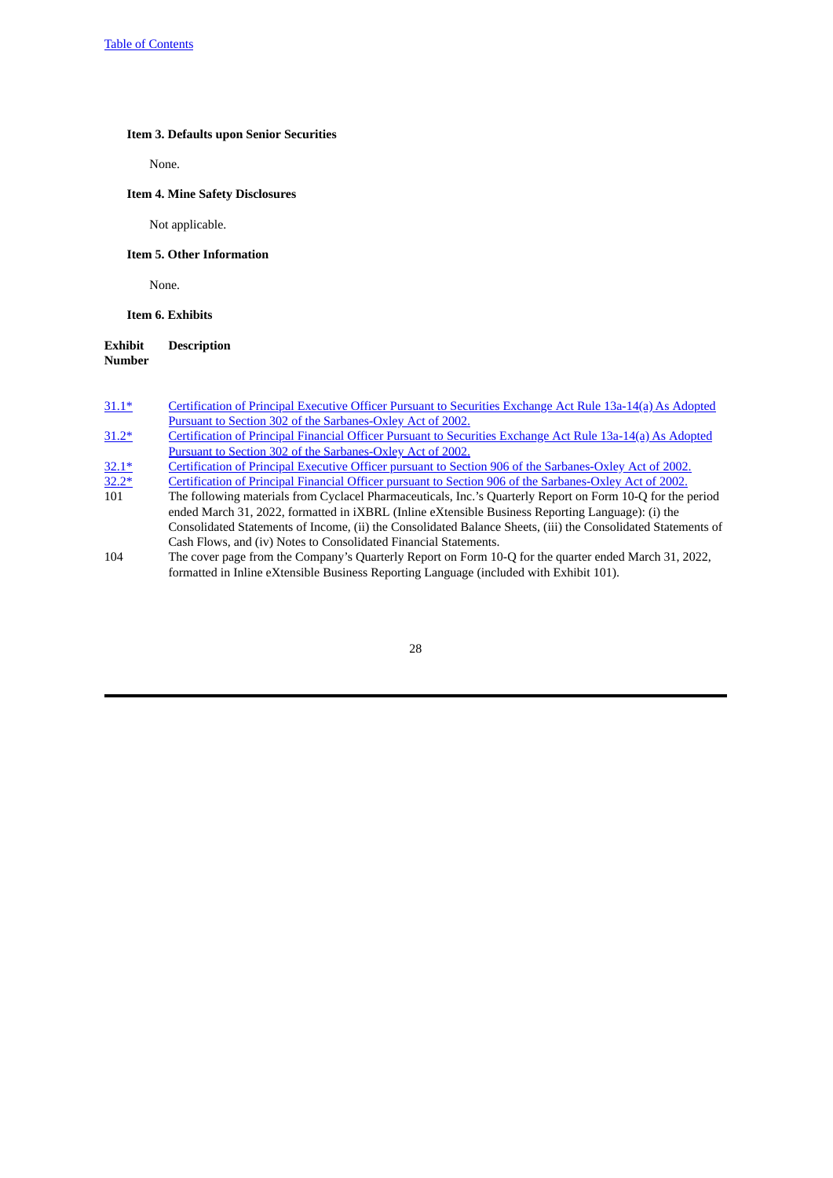### Item 3. Defaults upon Senior Securities

None.

### Item 4. Mine Safety Disclosures

Not applicable.

### Item 5. Other Information

None.

### Item 6. Exhibits

| Exhibit Number | Description |
|---|---|
| 31.1* | Certification of Principal Executive Officer Pursuant to Securities Exchange Act Rule 13a-14(a) As Adopted Pursuant to Section 302 of the Sarbanes-Oxley Act of 2002. |
| 31.2* | Certification of Principal Financial Officer Pursuant to Securities Exchange Act Rule 13a-14(a) As Adopted Pursuant to Section 302 of the Sarbanes-Oxley Act of 2002. |
| 32.1* | Certification of Principal Executive Officer pursuant to Section 906 of the Sarbanes-Oxley Act of 2002. |
| 32.2* | Certification of Principal Financial Officer pursuant to Section 906 of the Sarbanes-Oxley Act of 2002. |
| 101 | The following materials from Cyclacel Pharmaceuticals, Inc.'s Quarterly Report on Form 10-Q for the period ended March 31, 2022, formatted in iXBRL (Inline eXtensible Business Reporting Language): (i) the Consolidated Statements of Income, (ii) the Consolidated Balance Sheets, (iii) the Consolidated Statements of Cash Flows, and (iv) Notes to Consolidated Financial Statements. |
| 104 | The cover page from the Company's Quarterly Report on Form 10-Q for the quarter ended March 31, 2022, formatted in Inline eXtensible Business Reporting Language (included with Exhibit 101). |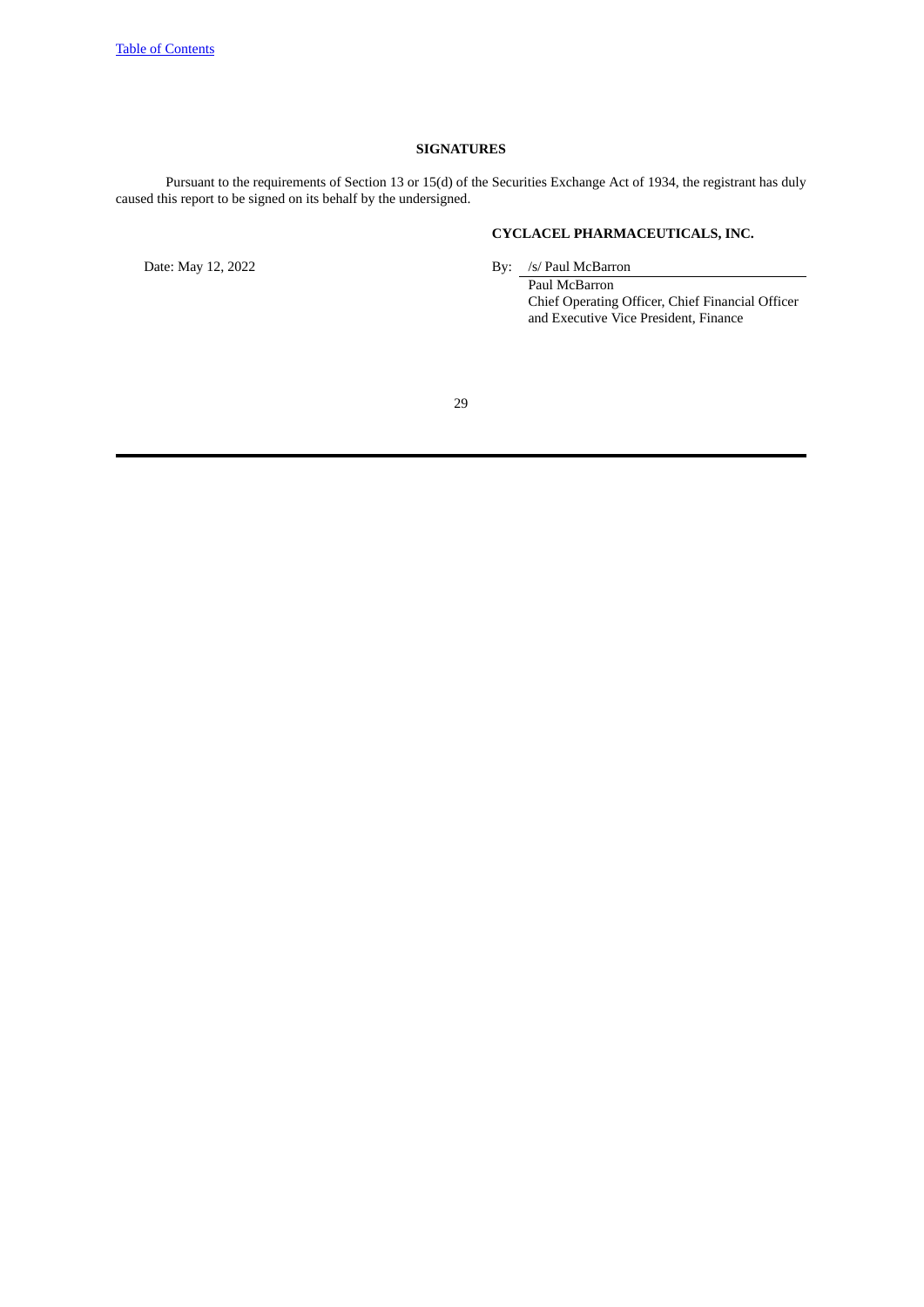## SIGNATURES

Pursuant to the requirements of Section 13 or 15(d) of the Securities Exchange Act of 1934, the registrant has duly caused this report to be signed on its behalf by the undersigned.

**CYCLACEL PHARMACEUTICALS, INC.**

Date: May 12, 2022

By: /s/ Paul McBarron
Paul McBarron
Chief Operating Officer, Chief Financial Officer and Executive Vice President, Finance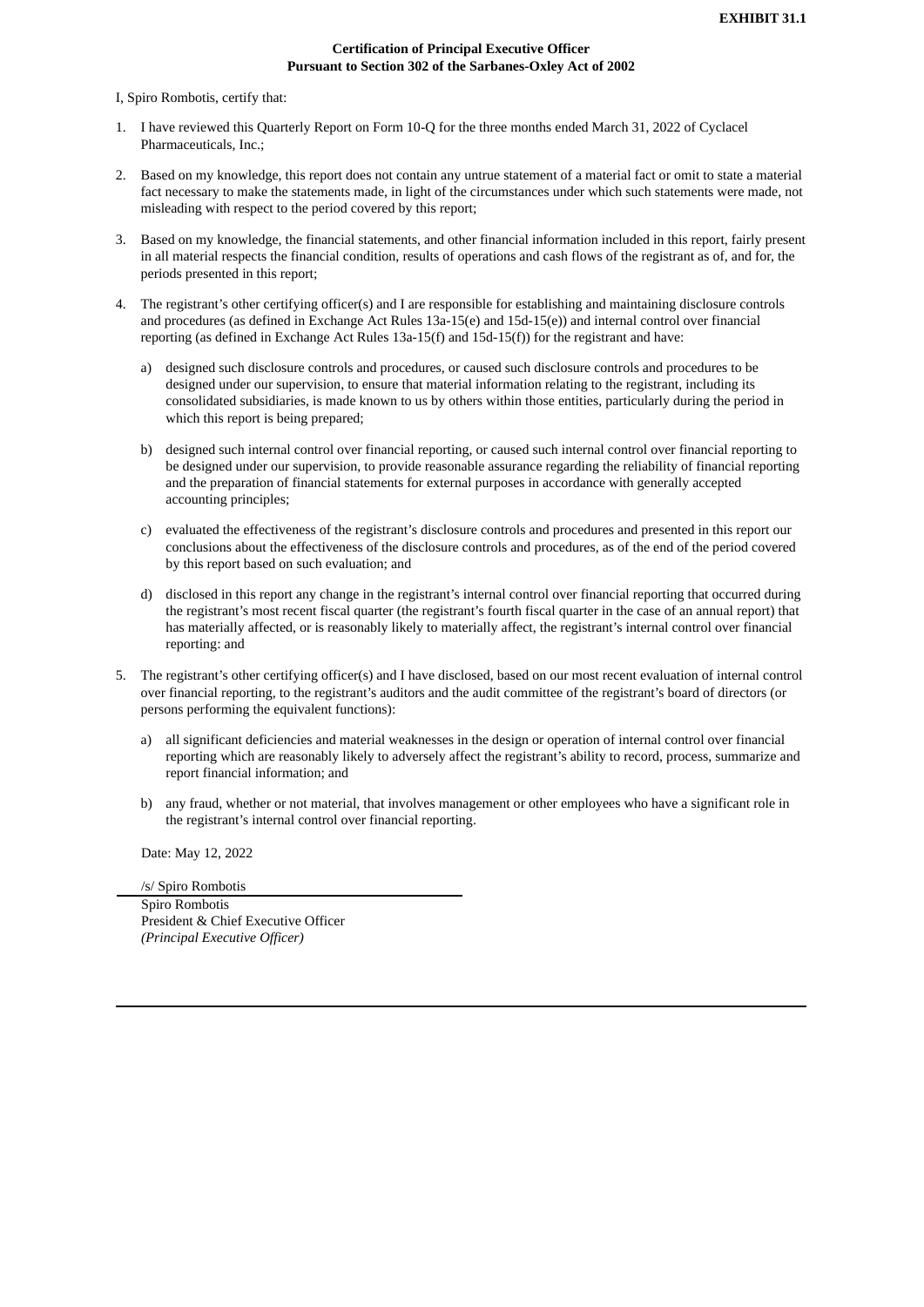**EXHIBIT 31.1**

**Certification of Principal Executive Officer**
**Pursuant to Section 302 of the Sarbanes-Oxley Act of 2002**

I, Spiro Rombotis, certify that:

1. I have reviewed this Quarterly Report on Form 10-Q for the three months ended March 31, 2022 of Cyclacel Pharmaceuticals, Inc.;

2. Based on my knowledge, this report does not contain any untrue statement of a material fact or omit to state a material fact necessary to make the statements made, in light of the circumstances under which such statements were made, not misleading with respect to the period covered by this report;

3. Based on my knowledge, the financial statements, and other financial information included in this report, fairly present in all material respects the financial condition, results of operations and cash flows of the registrant as of, and for, the periods presented in this report;

4. The registrant's other certifying officer(s) and I are responsible for establishing and maintaining disclosure controls and procedures (as defined in Exchange Act Rules 13a-15(e) and 15d-15(e)) and internal control over financial reporting (as defined in Exchange Act Rules 13a-15(f) and 15d-15(f)) for the registrant and have:

   a) designed such disclosure controls and procedures, or caused such disclosure controls and procedures to be designed under our supervision, to ensure that material information relating to the registrant, including its consolidated subsidiaries, is made known to us by others within those entities, particularly during the period in which this report is being prepared;

   b) designed such internal control over financial reporting, or caused such internal control over financial reporting to be designed under our supervision, to provide reasonable assurance regarding the reliability of financial reporting and the preparation of financial statements for external purposes in accordance with generally accepted accounting principles;

   c) evaluated the effectiveness of the registrant's disclosure controls and procedures and presented in this report our conclusions about the effectiveness of the disclosure controls and procedures, as of the end of the period covered by this report based on such evaluation; and

   d) disclosed in this report any change in the registrant's internal control over financial reporting that occurred during the registrant's most recent fiscal quarter (the registrant's fourth fiscal quarter in the case of an annual report) that has materially affected, or is reasonably likely to materially affect, the registrant's internal control over financial reporting: and

5. The registrant's other certifying officer(s) and I have disclosed, based on our most recent evaluation of internal control over financial reporting, to the registrant's auditors and the audit committee of the registrant's board of directors (or persons performing the equivalent functions):

   a) all significant deficiencies and material weaknesses in the design or operation of internal control over financial reporting which are reasonably likely to adversely affect the registrant's ability to record, process, summarize and report financial information; and

   b) any fraud, whether or not material, that involves management or other employees who have a significant role in the registrant's internal control over financial reporting.

Date: May 12, 2022

/s/ Spiro Rombotis
Spiro Rombotis
President & Chief Executive Officer
*(Principal Executive Officer)*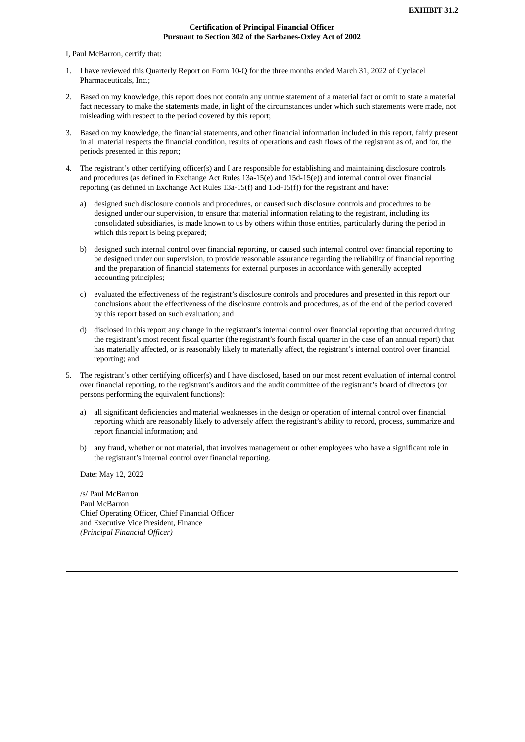**EXHIBIT 31.2**

**Certification of Principal Financial Officer**
**Pursuant to Section 302 of the Sarbanes-Oxley Act of 2002**

I, Paul McBarron, certify that:

1. I have reviewed this Quarterly Report on Form 10-Q for the three months ended March 31, 2022 of Cyclacel Pharmaceuticals, Inc.;

2. Based on my knowledge, this report does not contain any untrue statement of a material fact or omit to state a material fact necessary to make the statements made, in light of the circumstances under which such statements were made, not misleading with respect to the period covered by this report;

3. Based on my knowledge, the financial statements, and other financial information included in this report, fairly present in all material respects the financial condition, results of operations and cash flows of the registrant as of, and for, the periods presented in this report;

4. The registrant's other certifying officer(s) and I are responsible for establishing and maintaining disclosure controls and procedures (as defined in Exchange Act Rules 13a-15(e) and 15d-15(e)) and internal control over financial reporting (as defined in Exchange Act Rules 13a-15(f) and 15d-15(f)) for the registrant and have:

   a) designed such disclosure controls and procedures, or caused such disclosure controls and procedures to be designed under our supervision, to ensure that material information relating to the registrant, including its consolidated subsidiaries, is made known to us by others within those entities, particularly during the period in which this report is being prepared;

   b) designed such internal control over financial reporting, or caused such internal control over financial reporting to be designed under our supervision, to provide reasonable assurance regarding the reliability of financial reporting and the preparation of financial statements for external purposes in accordance with generally accepted accounting principles;

   c) evaluated the effectiveness of the registrant's disclosure controls and procedures and presented in this report our conclusions about the effectiveness of the disclosure controls and procedures, as of the end of the period covered by this report based on such evaluation; and

   d) disclosed in this report any change in the registrant's internal control over financial reporting that occurred during the registrant's most recent fiscal quarter (the registrant's fourth fiscal quarter in the case of an annual report) that has materially affected, or is reasonably likely to materially affect, the registrant's internal control over financial reporting; and

5. The registrant's other certifying officer(s) and I have disclosed, based on our most recent evaluation of internal control over financial reporting, to the registrant's auditors and the audit committee of the registrant's board of directors (or persons performing the equivalent functions):

   a) all significant deficiencies and material weaknesses in the design or operation of internal control over financial reporting which are reasonably likely to adversely affect the registrant's ability to record, process, summarize and report financial information; and

   b) any fraud, whether or not material, that involves management or other employees who have a significant role in the registrant's internal control over financial reporting.

Date: May 12, 2022

/s/ Paul McBarron

Paul McBarron
Chief Operating Officer, Chief Financial Officer
and Executive Vice President, Finance
*(Principal Financial Officer)*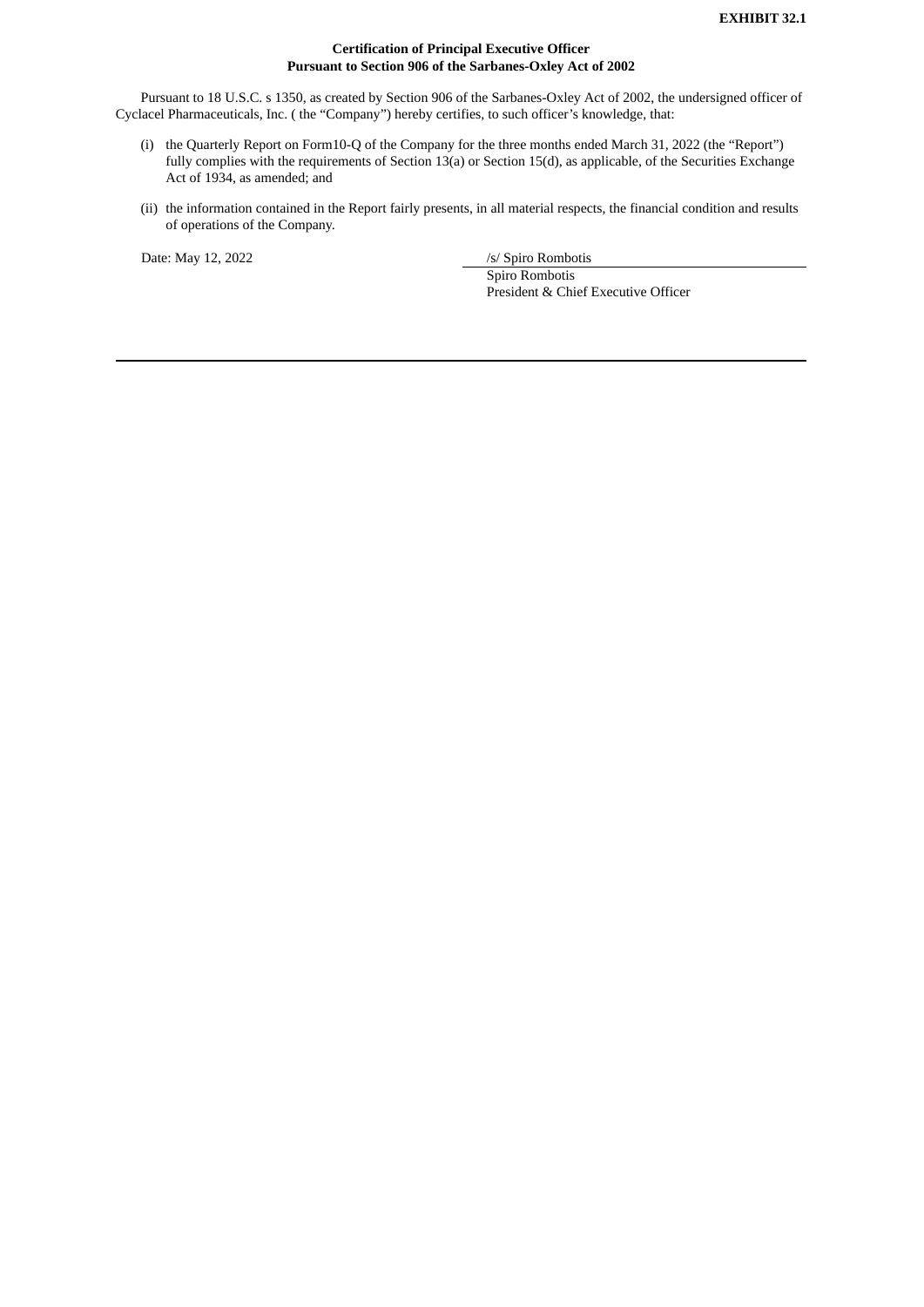**EXHIBIT 32.1**

**Certification of Principal Executive Officer**
**Pursuant to Section 906 of the Sarbanes-Oxley Act of 2002**

Pursuant to 18 U.S.C. s 1350, as created by Section 906 of the Sarbanes-Oxley Act of 2002, the undersigned officer of Cyclacel Pharmaceuticals, Inc. ( the "Company") hereby certifies, to such officer's knowledge, that:

(i) the Quarterly Report on Form10-Q of the Company for the three months ended March 31, 2022 (the "Report") fully complies with the requirements of Section 13(a) or Section 15(d), as applicable, of the Securities Exchange Act of 1934, as amended; and

(ii) the information contained in the Report fairly presents, in all material respects, the financial condition and results of operations of the Company.

Date: May 12, 2022

/s/ Spiro Rombotis
Spiro Rombotis
President & Chief Executive Officer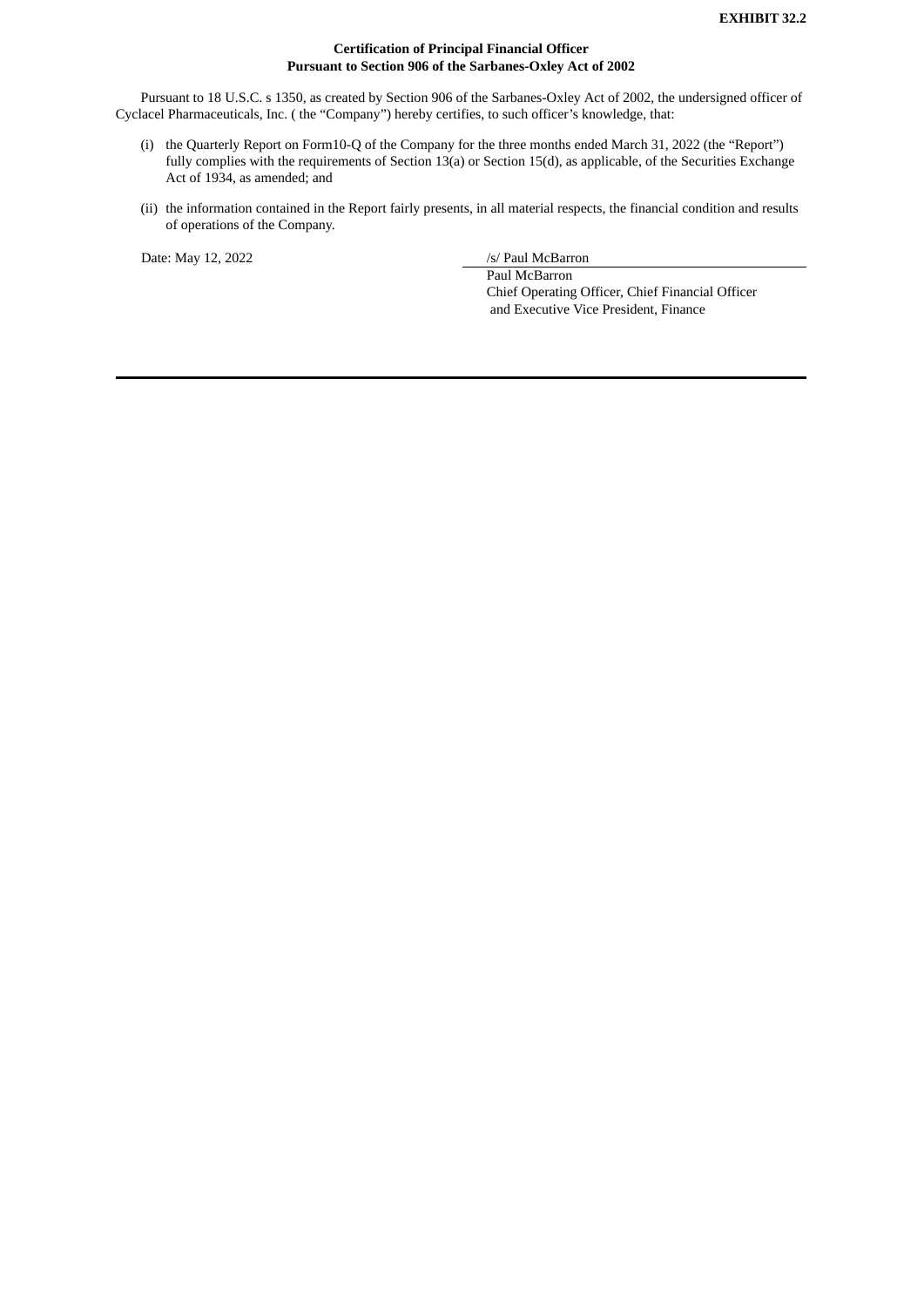**EXHIBIT 32.2**

**Certification of Principal Financial Officer**
**Pursuant to Section 906 of the Sarbanes-Oxley Act of 2002**

Pursuant to 18 U.S.C. s 1350, as created by Section 906 of the Sarbanes-Oxley Act of 2002, the undersigned officer of Cyclacel Pharmaceuticals, Inc. ( the "Company") hereby certifies, to such officer's knowledge, that:

(i) the Quarterly Report on Form10-Q of the Company for the three months ended March 31, 2022 (the "Report") fully complies with the requirements of Section 13(a) or Section 15(d), as applicable, of the Securities Exchange Act of 1934, as amended; and

(ii) the information contained in the Report fairly presents, in all material respects, the financial condition and results of operations of the Company.

Date: May 12, 2022

/s/ Paul McBarron
Paul McBarron
Chief Operating Officer, Chief Financial Officer
and Executive Vice President, Finance